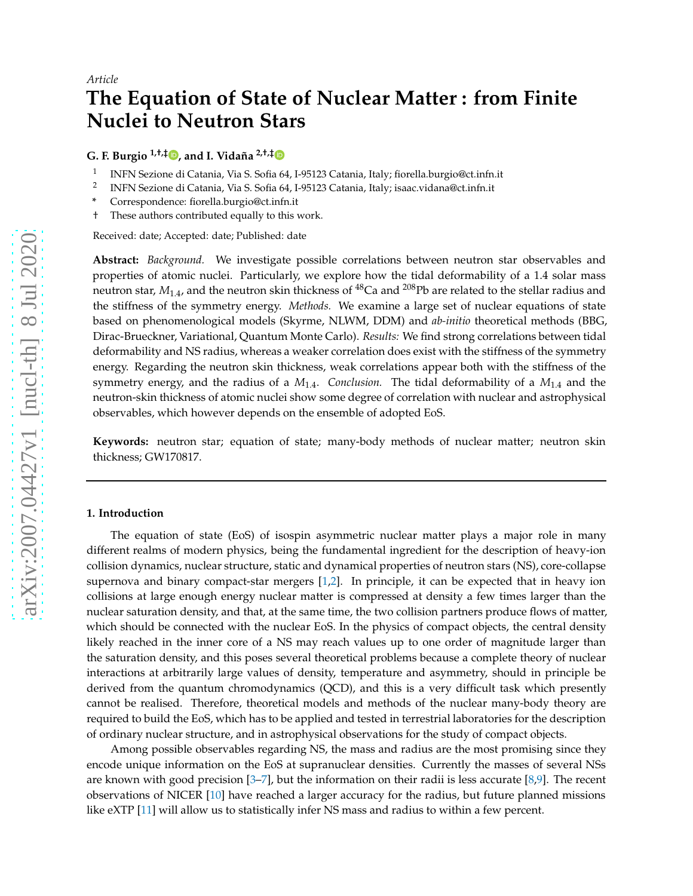*Article*

# The Equation of State of Nuclear Matter : from Finite Nuclei to Neutron Stars

**G. F. Burgio [1,†,‡], and I. Vidaña [2,†,‡]**

1 INFN Sezione di Catania, Via S. Sofia 64, I-95123 Catania, Italy; fiorella.burgio@ct.infn.it
2 INFN Sezione di Catania, Via S. Sofia 64, I-95123 Catania, Italy; isaac.vidana@ct.infn.it
\* Correspondence: fiorella.burgio@ct.infn.it
† These authors contributed equally to this work.

Received: date; Accepted: date; Published: date

**Abstract:** *Background.* We investigate possible correlations between neutron star observables and properties of atomic nuclei. Particularly, we explore how the tidal deformability of a 1.4 solar mass neutron star, $M_{1.4}$, and the neutron skin thickness of $^{48}$Ca and $^{208}$Pb are related to the stellar radius and the stiffness of the symmetry energy. *Methods.* We examine a large set of nuclear equations of state based on phenomenological models (Skyrme, NLWM, DDM) and *ab-initio* theoretical methods (BBG, Dirac-Brueckner, Variational, Quantum Monte Carlo). *Results:* We find strong correlations between tidal deformability and NS radius, whereas a weaker correlation does exist with the stiffness of the symmetry energy. Regarding the neutron skin thickness, weak correlations appear both with the stiffness of the symmetry energy, and the radius of a $M_{1.4}$. *Conclusion.* The tidal deformability of a $M_{1.4}$ and the neutron-skin thickness of atomic nuclei show some degree of correlation with nuclear and astrophysical observables, which however depends on the ensemble of adopted EoS.

**Keywords:** neutron star; equation of state; many-body methods of nuclear matter; neutron skin thickness; GW170817.

---

## 1. Introduction

The equation of state (EoS) of isospin asymmetric nuclear matter plays a major role in many different realms of modern physics, being the fundamental ingredient for the description of heavy-ion collision dynamics, nuclear structure, static and dynamical properties of neutron stars (NS), core-collapse supernova and binary compact-star mergers [1,2]. In principle, it can be expected that in heavy ion collisions at large enough energy nuclear matter is compressed at density a few times larger than the nuclear saturation density, and that, at the same time, the two collision partners produce flows of matter, which should be connected with the nuclear EoS. In the physics of compact objects, the central density likely reached in the inner core of a NS may reach values up to one order of magnitude larger than the saturation density, and this poses several theoretical problems because a complete theory of nuclear interactions at arbitrarily large values of density, temperature and asymmetry, should in principle be derived from the quantum chromodynamics (QCD), and this is a very difficult task which presently cannot be realised. Therefore, theoretical models and methods of the nuclear many-body theory are required to build the EoS, which has to be applied and tested in terrestrial laboratories for the description of ordinary nuclear structure, and in astrophysical observations for the study of compact objects.

Among possible observables regarding NS, the mass and radius are the most promising since they encode unique information on the EoS at supranuclear densities. Currently the masses of several NSs are known with good precision [3–7], but the information on their radii is less accurate [8,9]. The recent observations of NICER [10] have reached a larger accuracy for the radius, but future planned missions like eXTP [11] will allow us to statistically infer NS mass and radius to within a few percent.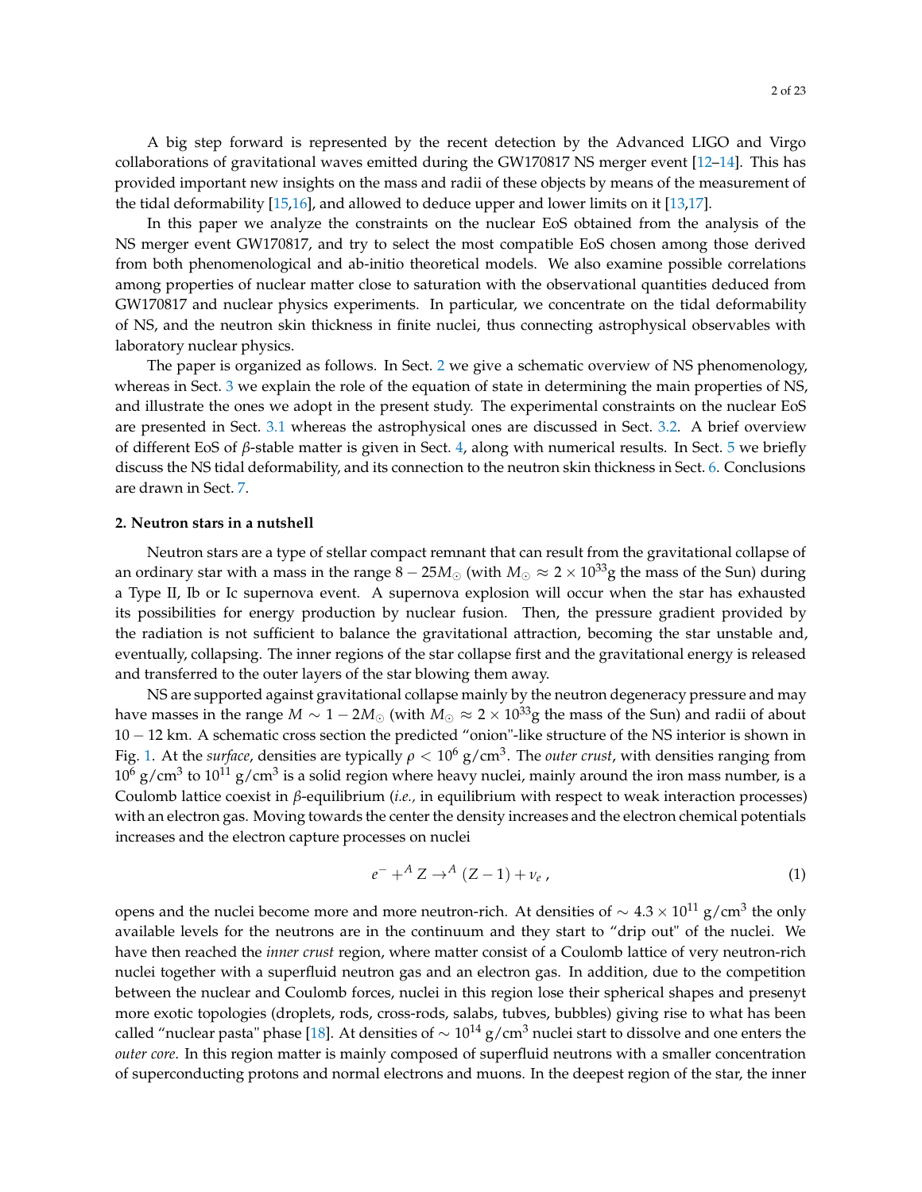A big step forward is represented by the recent detection by the Advanced LIGO and Virgo collaborations of gravitational waves emitted during the GW170817 NS merger event [12–14]. This has provided important new insights on the mass and radii of these objects by means of the measurement of the tidal deformability [15,16], and allowed to deduce upper and lower limits on it [13,17].

In this paper we analyze the constraints on the nuclear EoS obtained from the analysis of the NS merger event GW170817, and try to select the most compatible EoS chosen among those derived from both phenomenological and ab-initio theoretical models. We also examine possible correlations among properties of nuclear matter close to saturation with the observational quantities deduced from GW170817 and nuclear physics experiments. In particular, we concentrate on the tidal deformability of NS, and the neutron skin thickness in finite nuclei, thus connecting astrophysical observables with laboratory nuclear physics.

The paper is organized as follows. In Sect. 2 we give a schematic overview of NS phenomenology, whereas in Sect. 3 we explain the role of the equation of state in determining the main properties of NS, and illustrate the ones we adopt in the present study. The experimental constraints on the nuclear EoS are presented in Sect. 3.1 whereas the astrophysical ones are discussed in Sect. 3.2. A brief overview of different EoS of $\beta$-stable matter is given in Sect. 4, along with numerical results. In Sect. 5 we briefly discuss the NS tidal deformability, and its connection to the neutron skin thickness in Sect. 6. Conclusions are drawn in Sect. 7.

## 2. Neutron stars in a nutshell

Neutron stars are a type of stellar compact remnant that can result from the gravitational collapse of an ordinary star with a mass in the range $8-25M_{\odot}$ (with $M_{\odot} \approx 2 \times 10^{33}$g the mass of the Sun) during a Type II, Ib or Ic supernova event. A supernova explosion will occur when the star has exhausted its possibilities for energy production by nuclear fusion. Then, the pressure gradient provided by the radiation is not sufficient to balance the gravitational attraction, becoming the star unstable and, eventually, collapsing. The inner regions of the star collapse first and the gravitational energy is released and transferred to the outer layers of the star blowing them away.

NS are supported against gravitational collapse mainly by the neutron degeneracy pressure and may have masses in the range $M \sim 1-2M_{\odot}$ (with $M_{\odot} \approx 2 \times 10^{33}$g the mass of the Sun) and radii of about $10-12$ km. A schematic cross section the predicted "onion"-like structure of the NS interior is shown in Fig. 1. At the *surface*, densities are typically $\rho < 10^6$ g/cm$^3$. The *outer crust*, with densities ranging from $10^6$ g/cm$^3$ to $10^{11}$ g/cm$^3$ is a solid region where heavy nuclei, mainly around the iron mass number, is a Coulomb lattice coexist in $\beta$-equilibrium (*i.e.,* in equilibrium with respect to weak interaction processes) with an electron gas. Moving towards the center the density increases and the electron chemical potentials increases and the electron capture processes on nuclei

$$e^- + ^A Z \rightarrow ^A (Z-1) + \nu_e \, , \tag{1}$$

opens and the nuclei become more and more neutron-rich. At densities of $\sim 4.3 \times 10^{11}$ g/cm$^3$ the only available levels for the neutrons are in the continuum and they start to "drip out" of the nuclei. We have then reached the *inner crust* region, where matter consist of a Coulomb lattice of very neutron-rich nuclei together with a superfluid neutron gas and an electron gas. In addition, due to the competition between the nuclear and Coulomb forces, nuclei in this region lose their spherical shapes and presenyt more exotic topologies (droplets, rods, cross-rods, salabs, tubves, bubbles) giving rise to what has been called "nuclear pasta" phase [18]. At densities of $\sim 10^{14}$ g/cm$^3$ nuclei start to dissolve and one enters the *outer core*. In this region matter is mainly composed of superfluid neutrons with a smaller concentration of superconducting protons and normal electrons and muons. In the deepest region of the star, the inner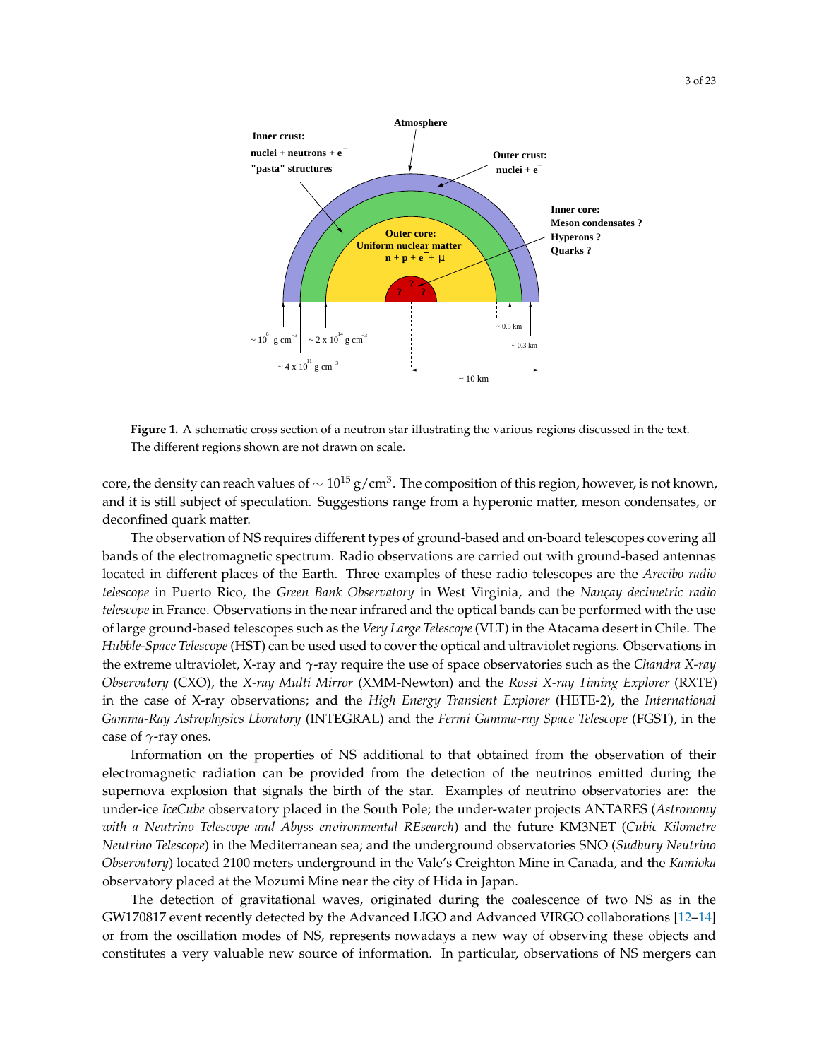**Figure 1.** A schematic cross section of a neutron star illustrating the various regions discussed in the text. The different regions shown are not drawn on scale.

core, the density can reach values of $\sim 10^{15}$ g/cm$^3$. The composition of this region, however, is not known, and it is still subject of speculation. Suggestions range from a hyperonic matter, meson condensates, or deconfined quark matter.

The observation of NS requires different types of ground-based and on-board telescopes covering all bands of the electromagnetic spectrum. Radio observations are carried out with ground-based antennas located in different places of the Earth. Three examples of these radio telescopes are the *Arecibo radio telescope* in Puerto Rico, the *Green Bank Observatory* in West Virginia, and the *Nançay decimetric radio telescope* in France. Observations in the near infrared and the optical bands can be performed with the use of large ground-based telescopes such as the *Very Large Telescope* (VLT) in the Atacama desert in Chile. The *Hubble-Space Telescope* (HST) can be used used to cover the optical and ultraviolet regions. Observations in the extreme ultraviolet, X-ray and $\gamma$-ray require the use of space observatories such as the *Chandra X-ray Observatory* (CXO), the *X-ray Multi Mirror* (XMM-Newton) and the *Rossi X-ray Timing Explorer* (RXTE) in the case of X-ray observations; and the *High Energy Transient Explorer* (HETE-2), the *International Gamma-Ray Astrophysics Lboratory* (INTEGRAL) and the *Fermi Gamma-ray Space Telescope* (FGST), in the case of $\gamma$-ray ones.

Information on the properties of NS additional to that obtained from the observation of their electromagnetic radiation can be provided from the detection of the neutrinos emitted during the supernova explosion that signals the birth of the star. Examples of neutrino observatories are: the under-ice *IceCube* observatory placed in the South Pole; the under-water projects ANTARES (*Astronomy with a Neutrino Telescope and Abyss environmental REsearch*) and the future KM3NET (*Cubic Kilometre Neutrino Telescope*) in the Mediterranean sea; and the underground observatories SNO (*Sudbury Neutrino Observatory*) located 2100 meters underground in the Vale's Creighton Mine in Canada, and the *Kamioka* observatory placed at the Mozumi Mine near the city of Hida in Japan.

The detection of gravitational waves, originated during the coalescence of two NS as in the GW170817 event recently detected by the Advanced LIGO and Advanced VIRGO collaborations [12–14] or from the oscillation modes of NS, represents nowadays a new way of observing these objects and constitutes a very valuable new source of information. In particular, observations of NS mergers can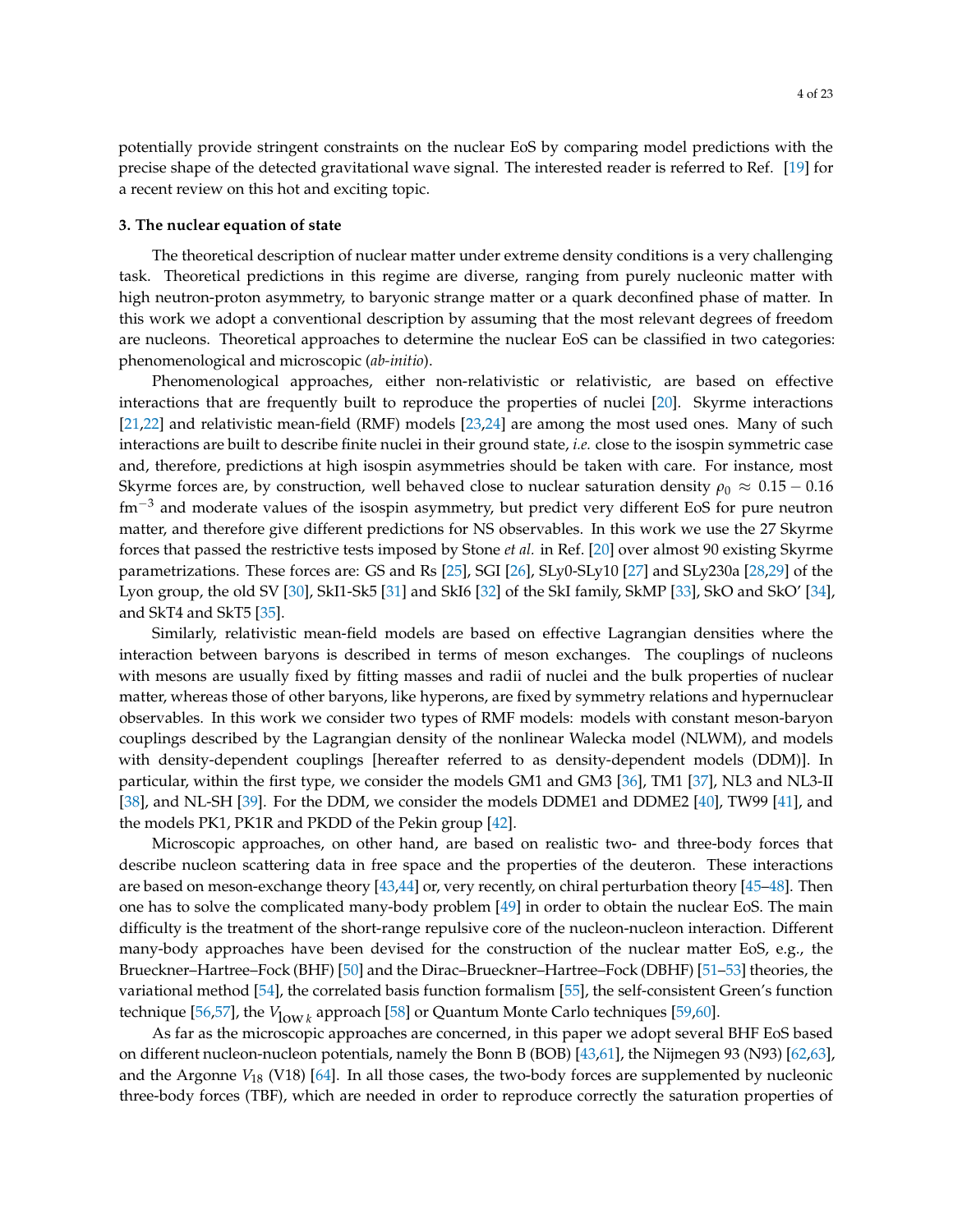potentially provide stringent constraints on the nuclear EoS by comparing model predictions with the precise shape of the detected gravitational wave signal. The interested reader is referred to Ref. [19] for a recent review on this hot and exciting topic.

## 3. The nuclear equation of state

The theoretical description of nuclear matter under extreme density conditions is a very challenging task. Theoretical predictions in this regime are diverse, ranging from purely nucleonic matter with high neutron-proton asymmetry, to baryonic strange matter or a quark deconfined phase of matter. In this work we adopt a conventional description by assuming that the most relevant degrees of freedom are nucleons. Theoretical approaches to determine the nuclear EoS can be classified in two categories: phenomenological and microscopic (*ab-initio*).

Phenomenological approaches, either non-relativistic or relativistic, are based on effective interactions that are frequently built to reproduce the properties of nuclei [20]. Skyrme interactions [21,22] and relativistic mean-field (RMF) models [23,24] are among the most used ones. Many of such interactions are built to describe finite nuclei in their ground state, *i.e.* close to the isospin symmetric case and, therefore, predictions at high isospin asymmetries should be taken with care. For instance, most Skyrme forces are, by construction, well behaved close to nuclear saturation density $\rho_0 \approx 0.15 - 0.16$ fm$^{-3}$ and moderate values of the isospin asymmetry, but predict very different EoS for pure neutron matter, and therefore give different predictions for NS observables. In this work we use the 27 Skyrme forces that passed the restrictive tests imposed by Stone *et al.* in Ref. [20] over almost 90 existing Skyrme parametrizations. These forces are: GS and Rs [25], SGI [26], SLy0-SLy10 [27] and SLy230a [28,29] of the Lyon group, the old SV [30], SkI1-Sk5 [31] and SkI6 [32] of the SkI family, SkMP [33], SkO and SkO' [34], and SkT4 and SkT5 [35].

Similarly, relativistic mean-field models are based on effective Lagrangian densities where the interaction between baryons is described in terms of meson exchanges. The couplings of nucleons with mesons are usually fixed by fitting masses and radii of nuclei and the bulk properties of nuclear matter, whereas those of other baryons, like hyperons, are fixed by symmetry relations and hypernuclear observables. In this work we consider two types of RMF models: models with constant meson-baryon couplings described by the Lagrangian density of the nonlinear Walecka model (NLWM), and models with density-dependent couplings [hereafter referred to as density-dependent models (DDM)]. In particular, within the first type, we consider the models GM1 and GM3 [36], TM1 [37], NL3 and NL3-II [38], and NL-SH [39]. For the DDM, we consider the models DDME1 and DDME2 [40], TW99 [41], and the models PK1, PK1R and PKDD of the Pekin group [42].

Microscopic approaches, on other hand, are based on realistic two- and three-body forces that describe nucleon scattering data in free space and the properties of the deuteron. These interactions are based on meson-exchange theory [43,44] or, very recently, on chiral perturbation theory [45–48]. Then one has to solve the complicated many-body problem [49] in order to obtain the nuclear EoS. The main difficulty is the treatment of the short-range repulsive core of the nucleon-nucleon interaction. Different many-body approaches have been devised for the construction of the nuclear matter EoS, e.g., the Brueckner–Hartree–Fock (BHF) [50] and the Dirac–Brueckner–Hartree–Fock (DBHF) [51–53] theories, the variational method [54], the correlated basis function formalism [55], the self-consistent Green's function technique [56,57], the $V_{\mathrm{low}\,k}$ approach [58] or Quantum Monte Carlo techniques [59,60].

As far as the microscopic approaches are concerned, in this paper we adopt several BHF EoS based on different nucleon-nucleon potentials, namely the Bonn B (BOB) [43,61], the Nijmegen 93 (N93) [62,63], and the Argonne $V_{18}$ (V18) [64]. In all those cases, the two-body forces are supplemented by nucleonic three-body forces (TBF), which are needed in order to reproduce correctly the saturation properties of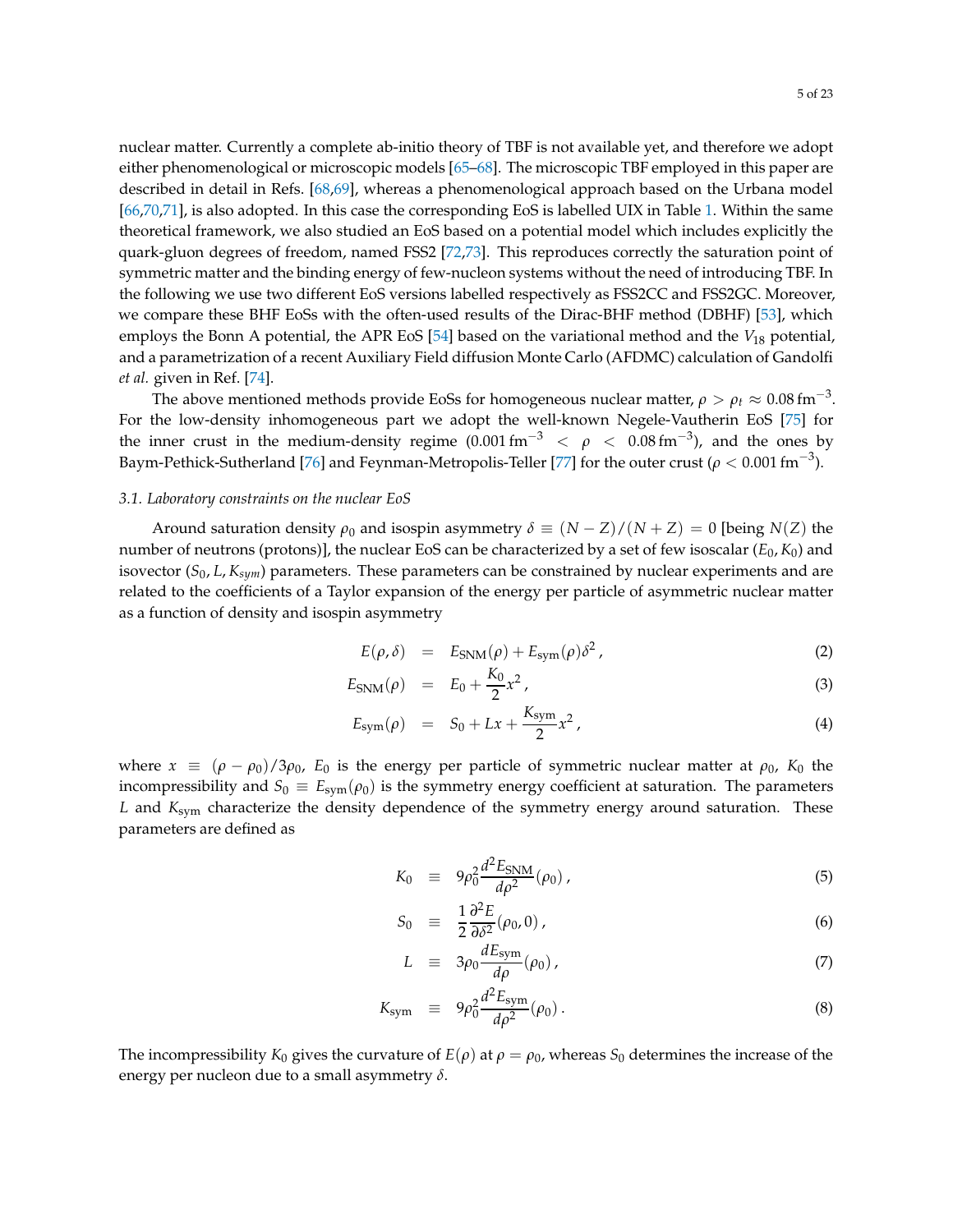nuclear matter. Currently a complete ab-initio theory of TBF is not available yet, and therefore we adopt either phenomenological or microscopic models [65–68]. The microscopic TBF employed in this paper are described in detail in Refs. [68,69], whereas a phenomenological approach based on the Urbana model [66,70,71], is also adopted. In this case the corresponding EoS is labelled UIX in Table 1. Within the same theoretical framework, we also studied an EoS based on a potential model which includes explicitly the quark-gluon degrees of freedom, named FSS2 [72,73]. This reproduces correctly the saturation point of symmetric matter and the binding energy of few-nucleon systems without the need of introducing TBF. In the following we use two different EoS versions labelled respectively as FSS2CC and FSS2GC. Moreover, we compare these BHF EoSs with the often-used results of the Dirac-BHF method (DBHF) [53], which employs the Bonn A potential, the APR EoS [54] based on the variational method and the $V_{18}$ potential, and a parametrization of a recent Auxiliary Field diffusion Monte Carlo (AFDMC) calculation of Gandolfi *et al.* given in Ref. [74].

The above mentioned methods provide EoSs for homogeneous nuclear matter, $\rho > \rho_t \approx 0.08\,\mathrm{fm}^{-3}$. For the low-density inhomogeneous part we adopt the well-known Negele-Vautherin EoS [75] for the inner crust in the medium-density regime ($0.001\,\mathrm{fm}^{-3} < \rho < 0.08\,\mathrm{fm}^{-3}$), and the ones by Baym-Pethick-Sutherland [76] and Feynman-Metropolis-Teller [77] for the outer crust ($\rho < 0.001\,\mathrm{fm}^{-3}$).

### 3.1. Laboratory constraints on the nuclear EoS

Around saturation density $\rho_0$ and isospin asymmetry $\delta \equiv (N-Z)/(N+Z) = 0$ [being $N(Z)$ the number of neutrons (protons)], the nuclear EoS can be characterized by a set of few isoscalar ($E_0$, $K_0$) and isovector ($S_0$, $L$, $K_{sym}$) parameters. These parameters can be constrained by nuclear experiments and are related to the coefficients of a Taylor expansion of the energy per particle of asymmetric nuclear matter as a function of density and isospin asymmetry

$$E(\rho,\delta) = E_{\mathrm{SNM}}(\rho) + E_{\mathrm{sym}}(\rho)\delta^2 \,, \tag{2}$$

$$E_{\mathrm{SNM}}(\rho) = E_0 + \frac{K_0}{2}x^2 \,, \tag{3}$$

$$E_{\mathrm{sym}}(\rho) = S_0 + Lx + \frac{K_{\mathrm{sym}}}{2}x^2 \,, \tag{4}$$

where $x \equiv (\rho - \rho_0)/3\rho_0$, $E_0$ is the energy per particle of symmetric nuclear matter at $\rho_0$, $K_0$ the incompressibility and $S_0 \equiv E_{\mathrm{sym}}(\rho_0)$ is the symmetry energy coefficient at saturation. The parameters $L$ and $K_{\mathrm{sym}}$ characterize the density dependence of the symmetry energy around saturation. These parameters are defined as

$$K_0 \equiv 9\rho_0^2 \frac{d^2 E_{\mathrm{SNM}}}{d\rho^2}(\rho_0) \,, \tag{5}$$

$$S_0 \equiv \frac{1}{2}\frac{\partial^2 E}{\partial \delta^2}(\rho_0, 0) \,, \tag{6}$$

$$L \equiv 3\rho_0 \frac{dE_{\mathrm{sym}}}{d\rho}(\rho_0) \,, \tag{7}$$

$$K_{\mathrm{sym}} \equiv 9\rho_0^2 \frac{d^2 E_{\mathrm{sym}}}{d\rho^2}(\rho_0) \,. \tag{8}$$

The incompressibility $K_0$ gives the curvature of $E(\rho)$ at $\rho = \rho_0$, whereas $S_0$ determines the increase of the energy per nucleon due to a small asymmetry $\delta$.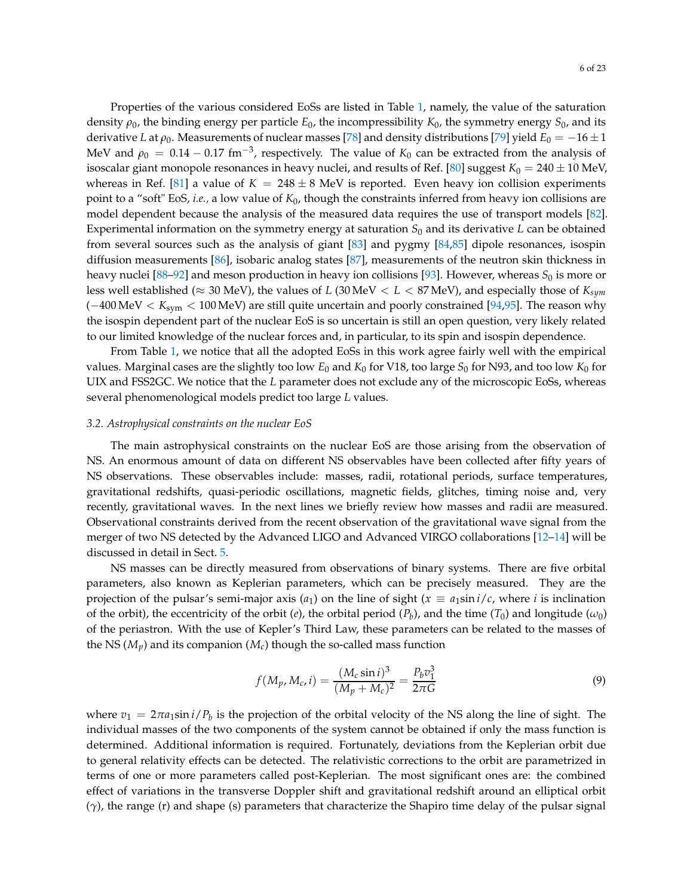Properties of the various considered EoSs are listed in Table 1, namely, the value of the saturation density $\rho_0$, the binding energy per particle $E_0$, the incompressibility $K_0$, the symmetry energy $S_0$, and its derivative $L$ at $\rho_0$. Measurements of nuclear masses [78] and density distributions [79] yield $E_0 = -16 \pm 1$ MeV and $\rho_0 = 0.14 - 0.17$ fm$^{-3}$, respectively. The value of $K_0$ can be extracted from the analysis of isoscalar giant monopole resonances in heavy nuclei, and results of Ref. [80] suggest $K_0 = 240 \pm 10$ MeV, whereas in Ref. [81] a value of $K = 248 \pm 8$ MeV is reported. Even heavy ion collision experiments point to a "soft" EoS, *i.e.,* a low value of $K_0$, though the constraints inferred from heavy ion collisions are model dependent because the analysis of the measured data requires the use of transport models [82]. Experimental information on the symmetry energy at saturation $S_0$ and its derivative $L$ can be obtained from several sources such as the analysis of giant [83] and pygmy [84,85] dipole resonances, isospin diffusion measurements [86], isobaric analog states [87], measurements of the neutron skin thickness in heavy nuclei [88–92] and meson production in heavy ion collisions [93]. However, whereas $S_0$ is more or less well established ($\approx$ 30 MeV), the values of $L$ ($30\,\text{MeV} < L < 87\,\text{MeV}$), and especially those of $K_{sym}$ ($-400\,\text{MeV} < K_{\text{sym}} < 100\,\text{MeV}$) are still quite uncertain and poorly constrained [94,95]. The reason why the isospin dependent part of the nuclear EoS is so uncertain is still an open question, very likely related to our limited knowledge of the nuclear forces and, in particular, to its spin and isospin dependence.

From Table 1, we notice that all the adopted EoSs in this work agree fairly well with the empirical values. Marginal cases are the slightly too low $E_0$ and $K_0$ for V18, too large $S_0$ for N93, and too low $K_0$ for UIX and FSS2GC. We notice that the $L$ parameter does not exclude any of the microscopic EoSs, whereas several phenomenological models predict too large $L$ values.

### 3.2. Astrophysical constraints on the nuclear EoS

The main astrophysical constraints on the nuclear EoS are those arising from the observation of NS. An enormous amount of data on different NS observables have been collected after fifty years of NS observations. These observables include: masses, radii, rotational periods, surface temperatures, gravitational redshifts, quasi-periodic oscillations, magnetic fields, glitches, timing noise and, very recently, gravitational waves. In the next lines we briefly review how masses and radii are measured. Observational constraints derived from the recent observation of the gravitational wave signal from the merger of two NS detected by the Advanced LIGO and Advanced VIRGO collaborations [12–14] will be discussed in detail in Sect. 5.

NS masses can be directly measured from observations of binary systems. There are five orbital parameters, also known as Keplerian parameters, which can be precisely measured. They are the projection of the pulsar's semi-major axis ($a_1$) on the line of sight ($x \equiv a_1 \sin i / c$, where $i$ is inclination of the orbit), the eccentricity of the orbit ($e$), the orbital period ($P_b$), and the time ($T_0$) and longitude ($\omega_0$) of the periastron. With the use of Kepler's Third Law, these parameters can be related to the masses of the NS ($M_p$) and its companion ($M_c$) though the so-called mass function

$$f(M_p, M_c, i) = \frac{(M_c \sin i)^3}{(M_p + M_c)^2} = \frac{P_b v_1^3}{2\pi G} \tag{9}$$

where $v_1 = 2\pi a_1 \sin i / P_b$ is the projection of the orbital velocity of the NS along the line of sight. The individual masses of the two components of the system cannot be obtained if only the mass function is determined. Additional information is required. Fortunately, deviations from the Keplerian orbit due to general relativity effects can be detected. The relativistic corrections to the orbit are parametrized in terms of one or more parameters called post-Keplerian. The most significant ones are: the combined effect of variations in the transverse Doppler shift and gravitational redshift around an elliptical orbit ($\gamma$), the range (r) and shape (s) parameters that characterize the Shapiro time delay of the pulsar signal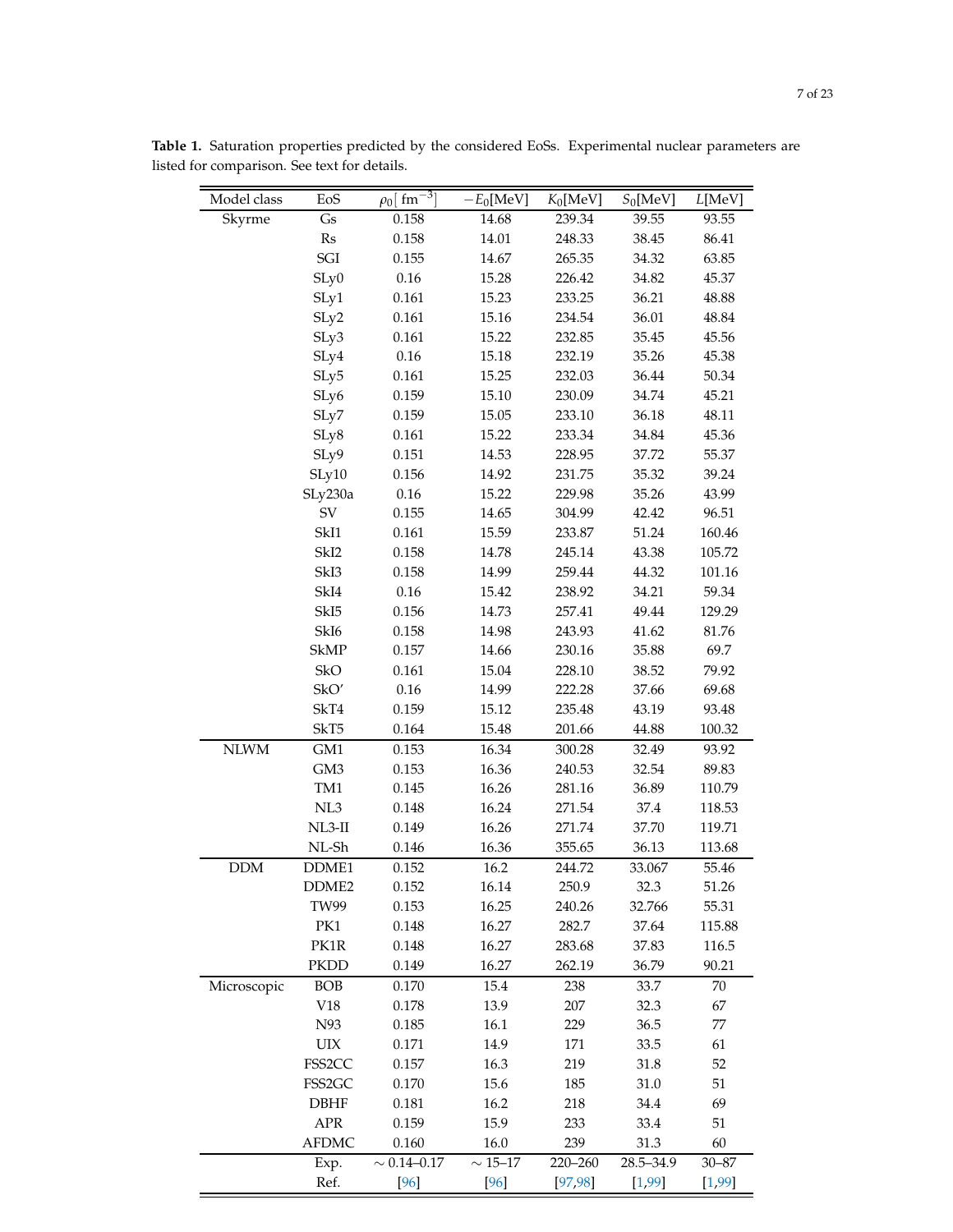**Table 1.** Saturation properties predicted by the considered EoSs. Experimental nuclear parameters are listed for comparison. See text for details.

| Model class | EoS | $\rho_0$[ fm$^{-3}$] | $-E_0$[MeV] | $K_0$[MeV] | $S_0$[MeV] | $L$[MeV] |
|---|---|---|---|---|---|---|
| Skyrme | Gs | 0.158 | 14.68 | 239.34 | 39.55 | 93.55 |
| | Rs | 0.158 | 14.01 | 248.33 | 38.45 | 86.41 |
| | SGI | 0.155 | 14.67 | 265.35 | 34.32 | 63.85 |
| | SLy0 | 0.16 | 15.28 | 226.42 | 34.82 | 45.37 |
| | SLy1 | 0.161 | 15.23 | 233.25 | 36.21 | 48.88 |
| | SLy2 | 0.161 | 15.16 | 234.54 | 36.01 | 48.84 |
| | SLy3 | 0.161 | 15.22 | 232.85 | 35.45 | 45.56 |
| | SLy4 | 0.16 | 15.18 | 232.19 | 35.26 | 45.38 |
| | SLy5 | 0.161 | 15.25 | 232.03 | 36.44 | 50.34 |
| | SLy6 | 0.159 | 15.10 | 230.09 | 34.74 | 45.21 |
| | SLy7 | 0.159 | 15.05 | 233.10 | 36.18 | 48.11 |
| | SLy8 | 0.161 | 15.22 | 233.34 | 34.84 | 45.36 |
| | SLy9 | 0.151 | 14.53 | 228.95 | 37.72 | 55.37 |
| | SLy10 | 0.156 | 14.92 | 231.75 | 35.32 | 39.24 |
| | SLy230a | 0.16 | 15.22 | 229.98 | 35.26 | 43.99 |
| | SV | 0.155 | 14.65 | 304.99 | 42.42 | 96.51 |
| | SkI1 | 0.161 | 15.59 | 233.87 | 51.24 | 160.46 |
| | SkI2 | 0.158 | 14.78 | 245.14 | 43.38 | 105.72 |
| | SkI3 | 0.158 | 14.99 | 259.44 | 44.32 | 101.16 |
| | SkI4 | 0.16 | 15.42 | 238.92 | 34.21 | 59.34 |
| | SkI5 | 0.156 | 14.73 | 257.41 | 49.44 | 129.29 |
| | SkI6 | 0.158 | 14.98 | 243.93 | 41.62 | 81.76 |
| | SkMP | 0.157 | 14.66 | 230.16 | 35.88 | 69.7 |
| | SkO | 0.161 | 15.04 | 228.10 | 38.52 | 79.92 |
| | SkO′ | 0.16 | 14.99 | 222.28 | 37.66 | 69.68 |
| | SkT4 | 0.159 | 15.12 | 235.48 | 43.19 | 93.48 |
| | SkT5 | 0.164 | 15.48 | 201.66 | 44.88 | 100.32 |
| NLWM | GM1 | 0.153 | 16.34 | 300.28 | 32.49 | 93.92 |
| | GM3 | 0.153 | 16.36 | 240.53 | 32.54 | 89.83 |
| | TM1 | 0.145 | 16.26 | 281.16 | 36.89 | 110.79 |
| | NL3 | 0.148 | 16.24 | 271.54 | 37.4 | 118.53 |
| | NL3-II | 0.149 | 16.26 | 271.74 | 37.70 | 119.71 |
| | NL-Sh | 0.146 | 16.36 | 355.65 | 36.13 | 113.68 |
| DDM | DDME1 | 0.152 | 16.2 | 244.72 | 33.067 | 55.46 |
| | DDME2 | 0.152 | 16.14 | 250.9 | 32.3 | 51.26 |
| | TW99 | 0.153 | 16.25 | 240.26 | 32.766 | 55.31 |
| | PK1 | 0.148 | 16.27 | 282.7 | 37.64 | 115.88 |
| | PK1R | 0.148 | 16.27 | 283.68 | 37.83 | 116.5 |
| | PKDD | 0.149 | 16.27 | 262.19 | 36.79 | 90.21 |
| Microscopic | BOB | 0.170 | 15.4 | 238 | 33.7 | 70 |
| | V18 | 0.178 | 13.9 | 207 | 32.3 | 67 |
| | N93 | 0.185 | 16.1 | 229 | 36.5 | 77 |
| | UIX | 0.171 | 14.9 | 171 | 33.5 | 61 |
| | FSS2CC | 0.157 | 16.3 | 219 | 31.8 | 52 |
| | FSS2GC | 0.170 | 15.6 | 185 | 31.0 | 51 |
| | DBHF | 0.181 | 16.2 | 218 | 34.4 | 69 |
| | APR | 0.159 | 15.9 | 233 | 33.4 | 51 |
| | AFDMC | 0.160 | 16.0 | 239 | 31.3 | 60 |
| | Exp. | $\sim$ 0.14–0.17 | $\sim$ 15–17 | 220–260 | 28.5–34.9 | 30–87 |
| | Ref. | [96] | [96] | [97,98] | [1,99] | [1,99] |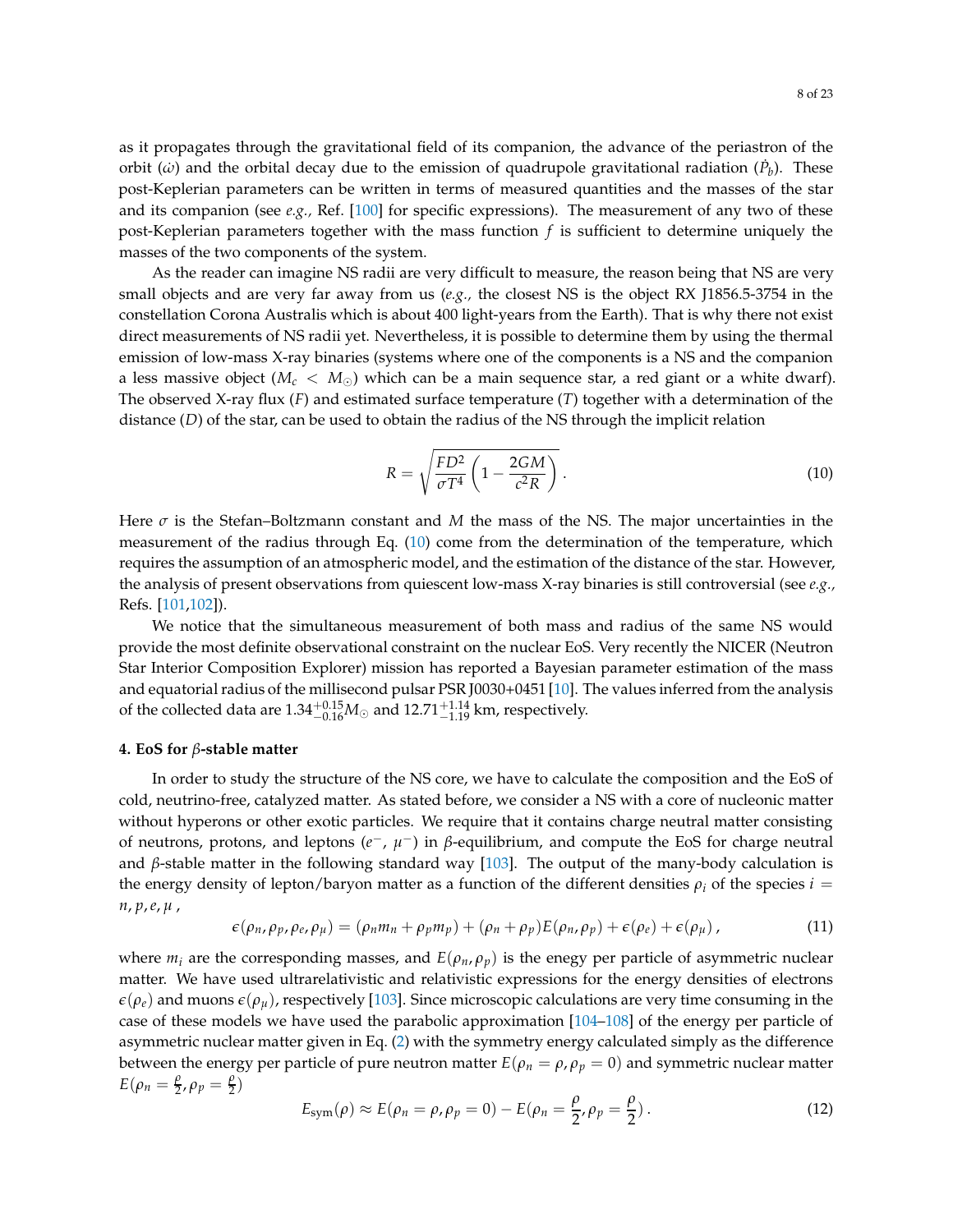as it propagates through the gravitational field of its companion, the advance of the periastron of the orbit ($\dot{\omega}$) and the orbital decay due to the emission of quadrupole gravitational radiation ($\dot{P}_b$). These post-Keplerian parameters can be written in terms of measured quantities and the masses of the star and its companion (see *e.g.,* Ref. [100] for specific expressions). The measurement of any two of these post-Keplerian parameters together with the mass function $f$ is sufficient to determine uniquely the masses of the two components of the system.

As the reader can imagine NS radii are very difficult to measure, the reason being that NS are very small objects and are very far away from us (*e.g.,* the closest NS is the object RX J1856.5-3754 in the constellation Corona Australis which is about 400 light-years from the Earth). That is why there not exist direct measurements of NS radii yet. Nevertheless, it is possible to determine them by using the thermal emission of low-mass X-ray binaries (systems where one of the components is a NS and the companion a less massive object ($M_c < M_\odot$) which can be a main sequence star, a red giant or a white dwarf). The observed X-ray flux ($F$) and estimated surface temperature ($T$) together with a determination of the distance ($D$) of the star, can be used to obtain the radius of the NS through the implicit relation

$$R = \sqrt{\frac{FD^2}{\sigma T^4}\left(1 - \frac{2GM}{c^2 R}\right)}\,. \tag{10}$$

Here $\sigma$ is the Stefan–Boltzmann constant and $M$ the mass of the NS. The major uncertainties in the measurement of the radius through Eq. (10) come from the determination of the temperature, which requires the assumption of an atmospheric model, and the estimation of the distance of the star. However, the analysis of present observations from quiescent low-mass X-ray binaries is still controversial (see *e.g.,* Refs. [101,102]).

We notice that the simultaneous measurement of both mass and radius of the same NS would provide the most definite observational constraint on the nuclear EoS. Very recently the NICER (Neutron Star Interior Composition Explorer) mission has reported a Bayesian parameter estimation of the mass and equatorial radius of the millisecond pulsar PSR J0030+0451 [10]. The values inferred from the analysis of the collected data are $1.34^{+0.15}_{-0.16} M_\odot$ and $12.71^{+1.14}_{-1.19}$ km, respectively.

#### 4. EoS for $\beta$-stable matter

In order to study the structure of the NS core, we have to calculate the composition and the EoS of cold, neutrino-free, catalyzed matter. As stated before, we consider a NS with a core of nucleonic matter without hyperons or other exotic particles. We require that it contains charge neutral matter consisting of neutrons, protons, and leptons ($e^-$, $\mu^-$) in $\beta$-equilibrium, and compute the EoS for charge neutral and $\beta$-stable matter in the following standard way [103]. The output of the many-body calculation is the energy density of lepton/baryon matter as a function of the different densities $\rho_i$ of the species $i = n, p, e, \mu$ ,

$$\epsilon(\rho_n, \rho_p, \rho_e, \rho_\mu) = (\rho_n m_n + \rho_p m_p) + (\rho_n + \rho_p)E(\rho_n, \rho_p) + \epsilon(\rho_e) + \epsilon(\rho_\mu)\,, \tag{11}$$

where $m_i$ are the corresponding masses, and $E(\rho_n, \rho_p)$ is the enegy per particle of asymmetric nuclear matter. We have used ultrarelativistic and relativistic expressions for the energy densities of electrons $\epsilon(\rho_e)$ and muons $\epsilon(\rho_\mu)$, respectively [103]. Since microscopic calculations are very time consuming in the case of these models we have used the parabolic approximation [104–108] of the energy per particle of asymmetric nuclear matter given in Eq. (2) with the symmetry energy calculated simply as the difference between the energy per particle of pure neutron matter $E(\rho_n = \rho, \rho_p = 0)$ and symmetric nuclear matter $E(\rho_n = \frac{\rho}{2}, \rho_p = \frac{\rho}{2})$

$$E_{\text{sym}}(\rho) \approx E(\rho_n = \rho, \rho_p = 0) - E(\rho_n = \frac{\rho}{2}, \rho_p = \frac{\rho}{2})\,. \tag{12}$$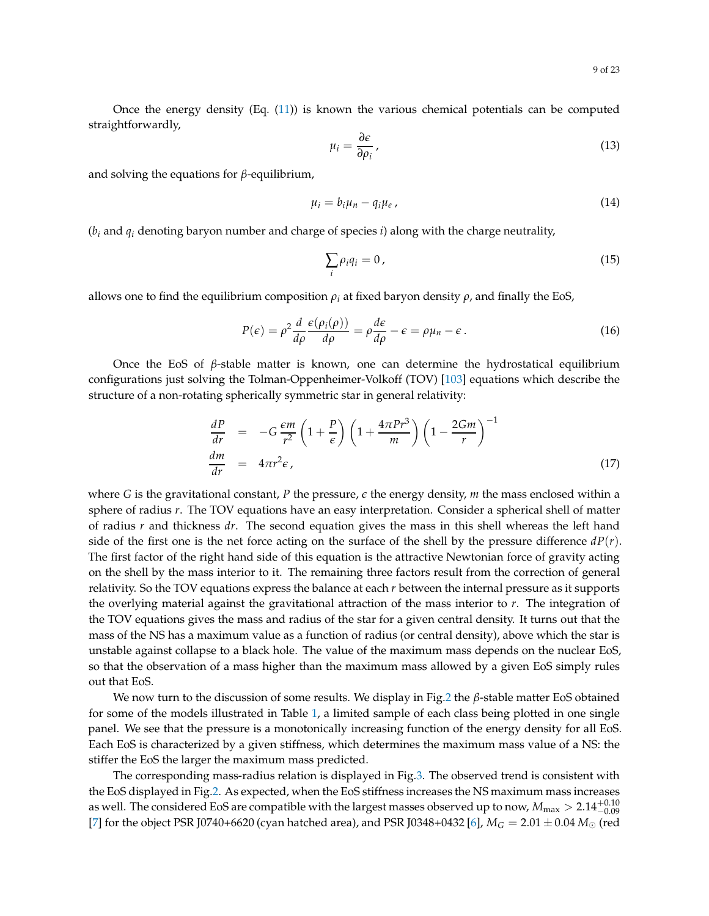Once the energy density (Eq. (11)) is known the various chemical potentials can be computed straightforwardly,

$$\mu_i = \frac{\partial \epsilon}{\partial \rho_i}, \tag{13}$$

and solving the equations for $\beta$-equilibrium,

$$\mu_i = b_i \mu_n - q_i \mu_e, \tag{14}$$

($b_i$ and $q_i$ denoting baryon number and charge of species $i$) along with the charge neutrality,

$$\sum_i \rho_i q_i = 0, \tag{15}$$

allows one to find the equilibrium composition $\rho_i$ at fixed baryon density $\rho$, and finally the EoS,

$$P(\epsilon) = \rho^2 \frac{d}{d\rho} \frac{\epsilon(\rho_i(\rho))}{d\rho} = \rho \frac{d\epsilon}{d\rho} - \epsilon = \rho \mu_n - \epsilon. \tag{16}$$

Once the EoS of $\beta$-stable matter is known, one can determine the hydrostatical equilibrium configurations just solving the Tolman-Oppenheimer-Volkoff (TOV) [103] equations which describe the structure of a non-rotating spherically symmetric star in general relativity:

$$\begin{aligned}
\frac{dP}{dr} &= -G \frac{\epsilon m}{r^2} \left(1 + \frac{P}{\epsilon}\right) \left(1 + \frac{4\pi P r^3}{m}\right) \left(1 - \frac{2Gm}{r}\right)^{-1} \\
\frac{dm}{dr} &= 4\pi r^2 \epsilon,
\end{aligned} \tag{17}$$

where $G$ is the gravitational constant, $P$ the pressure, $\epsilon$ the energy density, $m$ the mass enclosed within a sphere of radius $r$. The TOV equations have an easy interpretation. Consider a spherical shell of matter of radius $r$ and thickness $dr$. The second equation gives the mass in this shell whereas the left hand side of the first one is the net force acting on the surface of the shell by the pressure difference $dP(r)$. The first factor of the right hand side of this equation is the attractive Newtonian force of gravity acting on the shell by the mass interior to it. The remaining three factors result from the correction of general relativity. So the TOV equations express the balance at each $r$ between the internal pressure as it supports the overlying material against the gravitational attraction of the mass interior to $r$. The integration of the TOV equations gives the mass and radius of the star for a given central density. It turns out that the mass of the NS has a maximum value as a function of radius (or central density), above which the star is unstable against collapse to a black hole. The value of the maximum mass depends on the nuclear EoS, so that the observation of a mass higher than the maximum mass allowed by a given EoS simply rules out that EoS.

We now turn to the discussion of some results. We display in Fig.2 the $\beta$-stable matter EoS obtained for some of the models illustrated in Table 1, a limited sample of each class being plotted in one single panel. We see that the pressure is a monotonically increasing function of the energy density for all EoS. Each EoS is characterized by a given stiffness, which determines the maximum mass value of a NS: the stiffer the EoS the larger the maximum mass predicted.

The corresponding mass-radius relation is displayed in Fig.3. The observed trend is consistent with the EoS displayed in Fig.2. As expected, when the EoS stiffness increases the NS maximum mass increases as well. The considered EoS are compatible with the largest masses observed up to now, $M_{\max} > 2.14^{+0.10}_{-0.09}$ [7] for the object PSR J0740+6620 (cyan hatched area), and PSR J0348+0432 [6], $M_G = 2.01 \pm 0.04\, M_\odot$ (red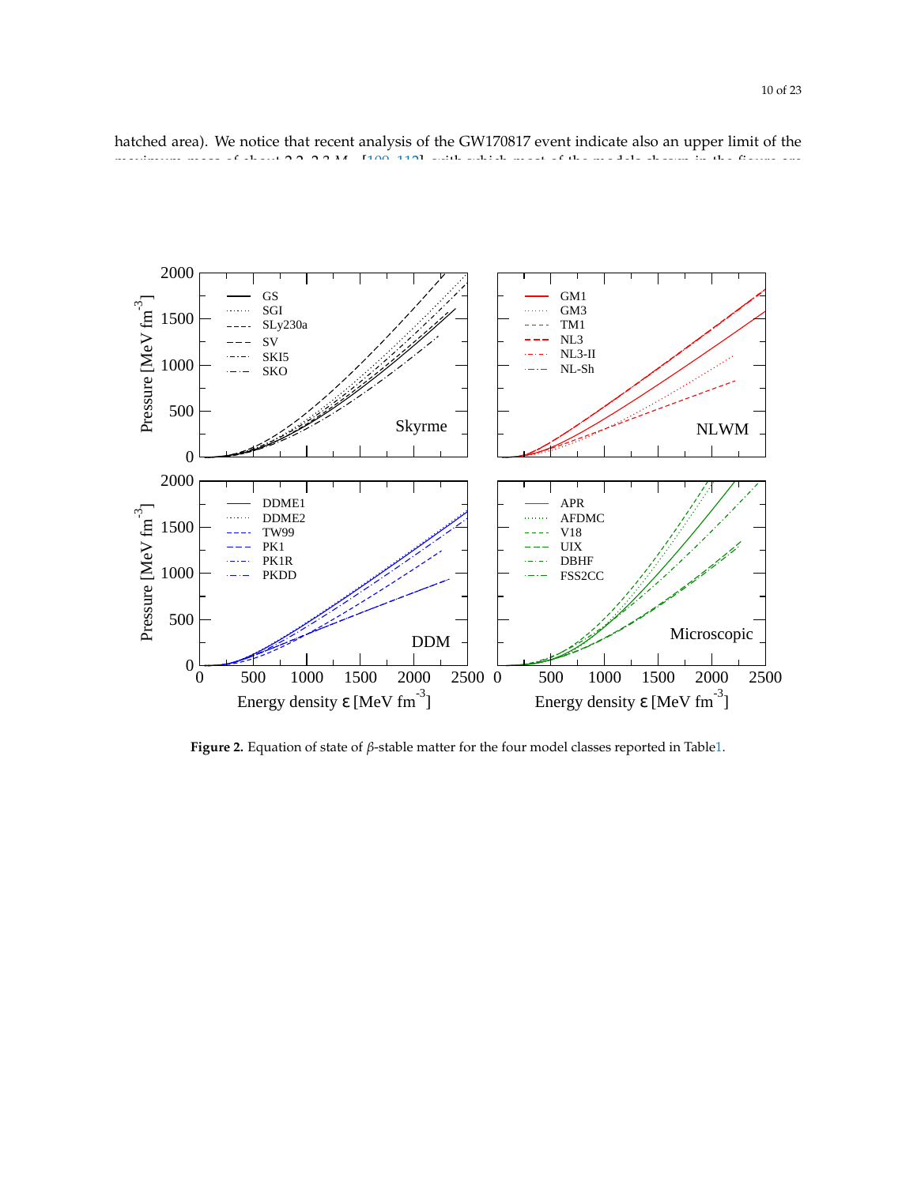hatched area). We notice that recent analysis of the GW170817 event indicate also an upper limit of the

**Figure 2.** Equation of state of $\beta$-stable matter for the four model classes reported in Table1.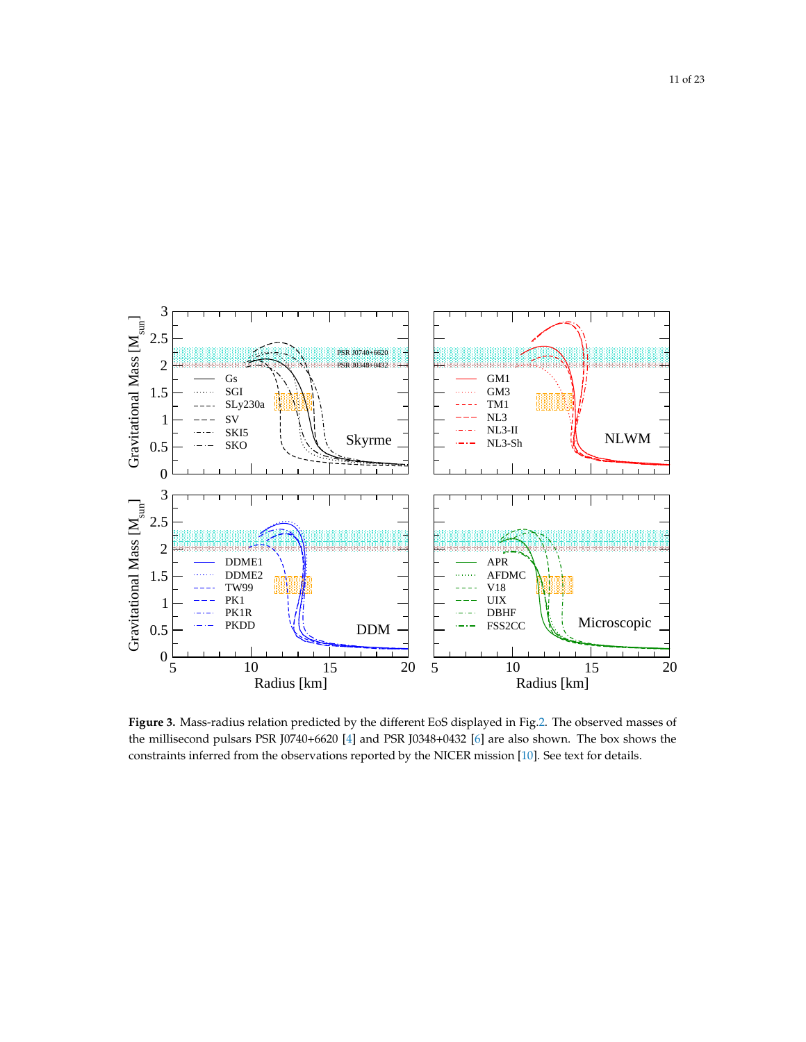**Figure 3.** Mass-radius relation predicted by the different EoS displayed in Fig.2. The observed masses of the millisecond pulsars PSR J0740+6620 [4] and PSR J0348+0432 [6] are also shown. The box shows the constraints inferred from the observations reported by the NICER mission [10]. See text for details.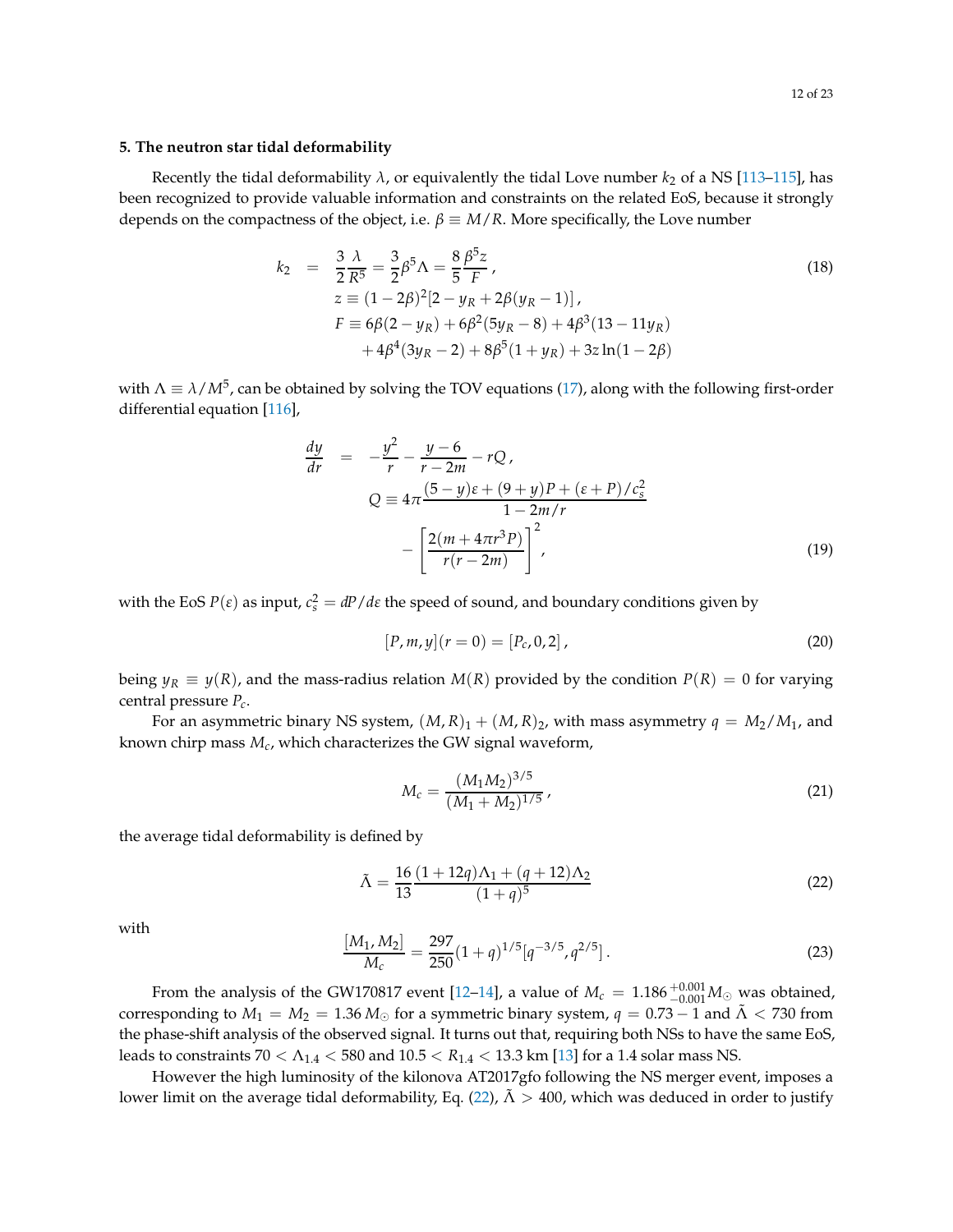## 5. The neutron star tidal deformability

Recently the tidal deformability $\lambda$, or equivalently the tidal Love number $k_2$ of a NS [113–115], has been recognized to provide valuable information and constraints on the related EoS, because it strongly depends on the compactness of the object, i.e. $\beta \equiv M/R$. More specifically, the Love number

$$
\begin{aligned}
k_2 &= \frac{3}{2}\frac{\lambda}{R^5} = \frac{3}{2}\beta^5\Lambda = \frac{8}{5}\frac{\beta^5 z}{F}, \\
&\quad z \equiv (1-2\beta)^2[2 - y_R + 2\beta(y_R - 1)], \\
&\quad F \equiv 6\beta(2-y_R) + 6\beta^2(5y_R - 8) + 4\beta^3(13 - 11y_R) \\
&\qquad + 4\beta^4(3y_R - 2) + 8\beta^5(1 + y_R) + 3z\ln(1-2\beta)
\end{aligned}
\tag{18}
$$

with $\Lambda \equiv \lambda/M^5$, can be obtained by solving the TOV equations (17), along with the following first-order differential equation [116],

$$
\begin{aligned}
\frac{dy}{dr} &= -\frac{y^2}{r} - \frac{y-6}{r-2m} - rQ, \\
&\quad Q \equiv 4\pi\frac{(5-y)\varepsilon + (9+y)P + (\varepsilon + P)/c_s^2}{1-2m/r} \\
&\qquad - \left[\frac{2(m + 4\pi r^3 P)}{r(r-2m)}\right]^2,
\end{aligned}
\tag{19}
$$

with the EoS $P(\varepsilon)$ as input, $c_s^2 = dP/d\varepsilon$ the speed of sound, and boundary conditions given by

$$
[P, m, y](r=0) = [P_c, 0, 2], \tag{20}
$$

being $y_R \equiv y(R)$, and the mass-radius relation $M(R)$ provided by the condition $P(R) = 0$ for varying central pressure $P_c$.

For an asymmetric binary NS system, $(M,R)_1 + (M,R)_2$, with mass asymmetry $q = M_2/M_1$, and known chirp mass $M_c$, which characterizes the GW signal waveform,

$$
M_c = \frac{(M_1 M_2)^{3/5}}{(M_1 + M_2)^{1/5}}, \tag{21}
$$

the average tidal deformability is defined by

$$
\tilde{\Lambda} = \frac{16}{13}\frac{(1+12q)\Lambda_1 + (q+12)\Lambda_2}{(1+q)^5} \tag{22}
$$

with

$$
\frac{[M_1, M_2]}{M_c} = \frac{297}{250}(1+q)^{1/5}[q^{-3/5}, q^{2/5}]. \tag{23}
$$

From the analysis of the GW170817 event [12–14], a value of $M_c = 1.186^{+0.001}_{-0.001} M_\odot$ was obtained, corresponding to $M_1 = M_2 = 1.36\, M_\odot$ for a symmetric binary system, $q = 0.73 - 1$ and $\tilde{\Lambda} < 730$ from the phase-shift analysis of the observed signal. It turns out that, requiring both NSs to have the same EoS, leads to constraints $70 < \Lambda_{1.4} < 580$ and $10.5 < R_{1.4} < 13.3$ km [13] for a 1.4 solar mass NS.

However the high luminosity of the kilonova AT2017gfo following the NS merger event, imposes a lower limit on the average tidal deformability, Eq. (22), $\tilde{\Lambda} > 400$, which was deduced in order to justify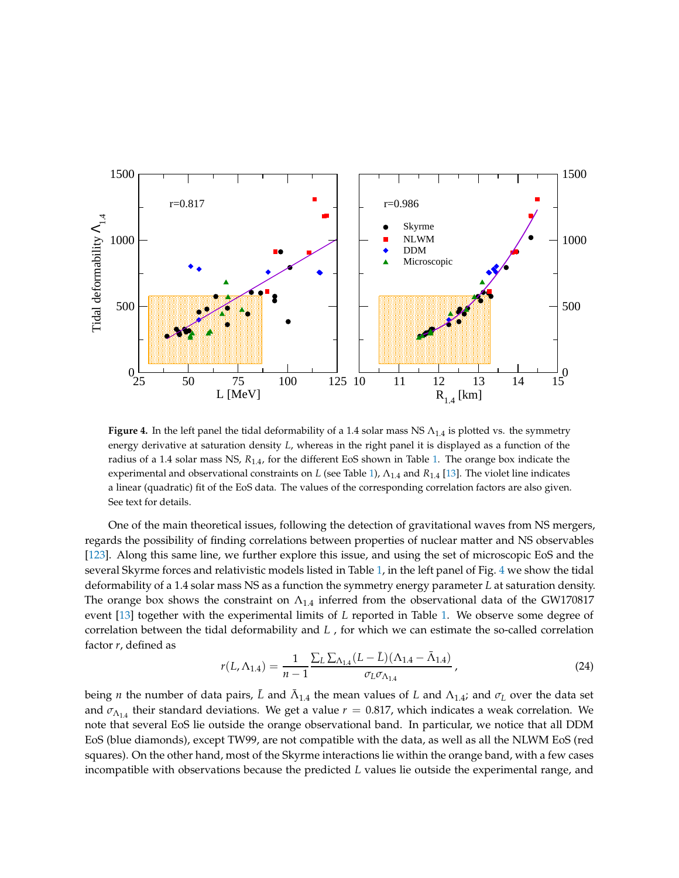**Figure 4.** In the left panel the tidal deformability of a 1.4 solar mass NS $\Lambda_{1.4}$ is plotted vs. the symmetry energy derivative at saturation density $L$, whereas in the right panel it is displayed as a function of the radius of a 1.4 solar mass NS, $R_{1.4}$, for the different EoS shown in Table 1. The orange box indicate the experimental and observational constraints on $L$ (see Table 1), $\Lambda_{1.4}$ and $R_{1.4}$ [13]. The violet line indicates a linear (quadratic) fit of the EoS data. The values of the corresponding correlation factors are also given. See text for details.

One of the main theoretical issues, following the detection of gravitational waves from NS mergers, regards the possibility of finding correlations between properties of nuclear matter and NS observables [123]. Along this same line, we further explore this issue, and using the set of microscopic EoS and the several Skyrme forces and relativistic models listed in Table 1, in the left panel of Fig. 4 we show the tidal deformability of a 1.4 solar mass NS as a function the symmetry energy parameter $L$ at saturation density. The orange box shows the constraint on $\Lambda_{1.4}$ inferred from the observational data of the GW170817 event [13] together with the experimental limits of $L$ reported in Table 1. We observe some degree of correlation between the tidal deformability and $L$ , for which we can estimate the so-called correlation factor $r$, defined as

$$r(L, \Lambda_{1.4}) = \frac{1}{n-1} \frac{\sum_L \sum_{\Lambda_{1.4}} (L - \bar{L})(\Lambda_{1.4} - \bar{\Lambda}_{1.4})}{\sigma_L \sigma_{\Lambda_{1.4}}}, \tag{24}$$

being $n$ the number of data pairs, $\bar{L}$ and $\bar{\Lambda}_{1.4}$ the mean values of $L$ and $\Lambda_{1.4}$; and $\sigma_L$ over the data set and $\sigma_{\Lambda_{1.4}}$ their standard deviations. We get a value $r = 0.817$, which indicates a weak correlation. We note that several EoS lie outside the orange observational band. In particular, we notice that all DDM EoS (blue diamonds), except TW99, are not compatible with the data, as well as all the NLWM EoS (red squares). On the other hand, most of the Skyrme interactions lie within the orange band, with a few cases incompatible with observations because the predicted $L$ values lie outside the experimental range, and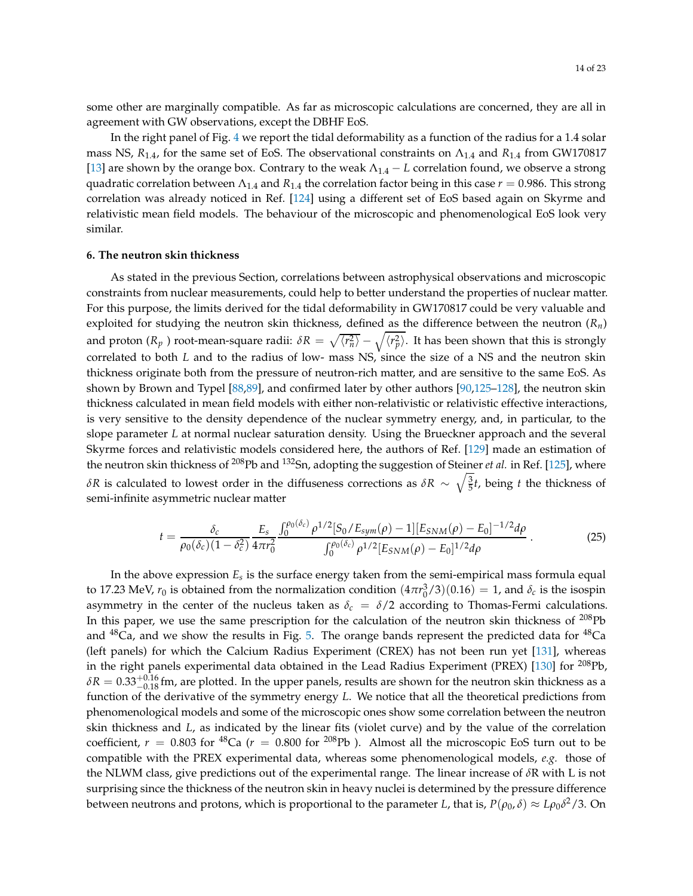some other are marginally compatible. As far as microscopic calculations are concerned, they are all in agreement with GW observations, except the DBHF EoS.

In the right panel of Fig. 4 we report the tidal deformability as a function of the radius for a 1.4 solar mass NS, $R_{1.4}$, for the same set of EoS. The observational constraints on $\Lambda_{1.4}$ and $R_{1.4}$ from GW170817 [13] are shown by the orange box. Contrary to the weak $\Lambda_{1.4} - L$ correlation found, we observe a strong quadratic correlation between $\Lambda_{1.4}$ and $R_{1.4}$ the correlation factor being in this case $r = 0.986$. This strong correlation was already noticed in Ref. [124] using a different set of EoS based again on Skyrme and relativistic mean field models. The behaviour of the microscopic and phenomenological EoS look very similar.

**6. The neutron skin thickness**

As stated in the previous Section, correlations between astrophysical observations and microscopic constraints from nuclear measurements, could help to better understand the properties of nuclear matter. For this purpose, the limits derived for the tidal deformability in GW170817 could be very valuable and exploited for studying the neutron skin thickness, defined as the difference between the neutron ($R_n$) and proton ($R_p$ ) root-mean-square radii: $\delta R = \sqrt{\langle r_n^2 \rangle} - \sqrt{\langle r_p^2 \rangle}$. It has been shown that this is strongly correlated to both $L$ and to the radius of low- mass NS, since the size of a NS and the neutron skin thickness originate both from the pressure of neutron-rich matter, and are sensitive to the same EoS. As shown by Brown and Typel [88,89], and confirmed later by other authors [90,125–128], the neutron skin thickness calculated in mean field models with either non-relativistic or relativistic effective interactions, is very sensitive to the density dependence of the nuclear symmetry energy, and, in particular, to the slope parameter $L$ at normal nuclear saturation density. Using the Brueckner approach and the several Skyrme forces and relativistic models considered here, the authors of Ref. [129] made an estimation of the neutron skin thickness of $^{208}$Pb and $^{132}$Sn, adopting the suggestion of Steiner *et al.* in Ref. [125], where $\delta R$ is calculated to lowest order in the diffuseness corrections as $\delta R \sim \sqrt{\frac{3}{5}} t$, being $t$ the thickness of semi-infinite asymmetric nuclear matter

$$t = \frac{\delta_c}{\rho_0(\delta_c)(1-\delta_c^2)} \frac{E_s}{4\pi r_0^2} \frac{\int_0^{\rho_0(\delta_c)} \rho^{1/2} [S_0/E_{sym}(\rho) - 1][E_{SNM}(\rho) - E_0]^{-1/2} d\rho}{\int_0^{\rho_0(\delta_c)} \rho^{1/2} [E_{SNM}(\rho) - E_0]^{1/2} d\rho} . \tag{25}$$

In the above expression $E_s$ is the surface energy taken from the semi-empirical mass formula equal to 17.23 MeV, $r_0$ is obtained from the normalization condition $(4\pi r_0^3/3)(0.16) = 1$, and $\delta_c$ is the isospin asymmetry in the center of the nucleus taken as $\delta_c = \delta/2$ according to Thomas-Fermi calculations. In this paper, we use the same prescription for the calculation of the neutron skin thickness of $^{208}$Pb and $^{48}$Ca, and we show the results in Fig. 5. The orange bands represent the predicted data for $^{48}$Ca (left panels) for which the Calcium Radius Experiment (CREX) has not been run yet [131], whereas in the right panels experimental data obtained in the Lead Radius Experiment (PREX) [130] for $^{208}$Pb, $\delta R = 0.33^{+0.16}_{-0.18}$ fm, are plotted. In the upper panels, results are shown for the neutron skin thickness as a function of the derivative of the symmetry energy $L$. We notice that all the theoretical predictions from phenomenological models and some of the microscopic ones show some correlation between the neutron skin thickness and $L$, as indicated by the linear fits (violet curve) and by the value of the correlation coefficient, $r = 0.803$ for $^{48}$Ca ($r = 0.800$ for $^{208}$Pb ). Almost all the microscopic EoS turn out to be compatible with the PREX experimental data, whereas some phenomenological models, *e.g.* those of the NLWM class, give predictions out of the experimental range. The linear increase of $\delta$R with L is not surprising since the thickness of the neutron skin in heavy nuclei is determined by the pressure difference between neutrons and protons, which is proportional to the parameter $L$, that is, $P(\rho_0, \delta) \approx L\rho_0\delta^2/3$. On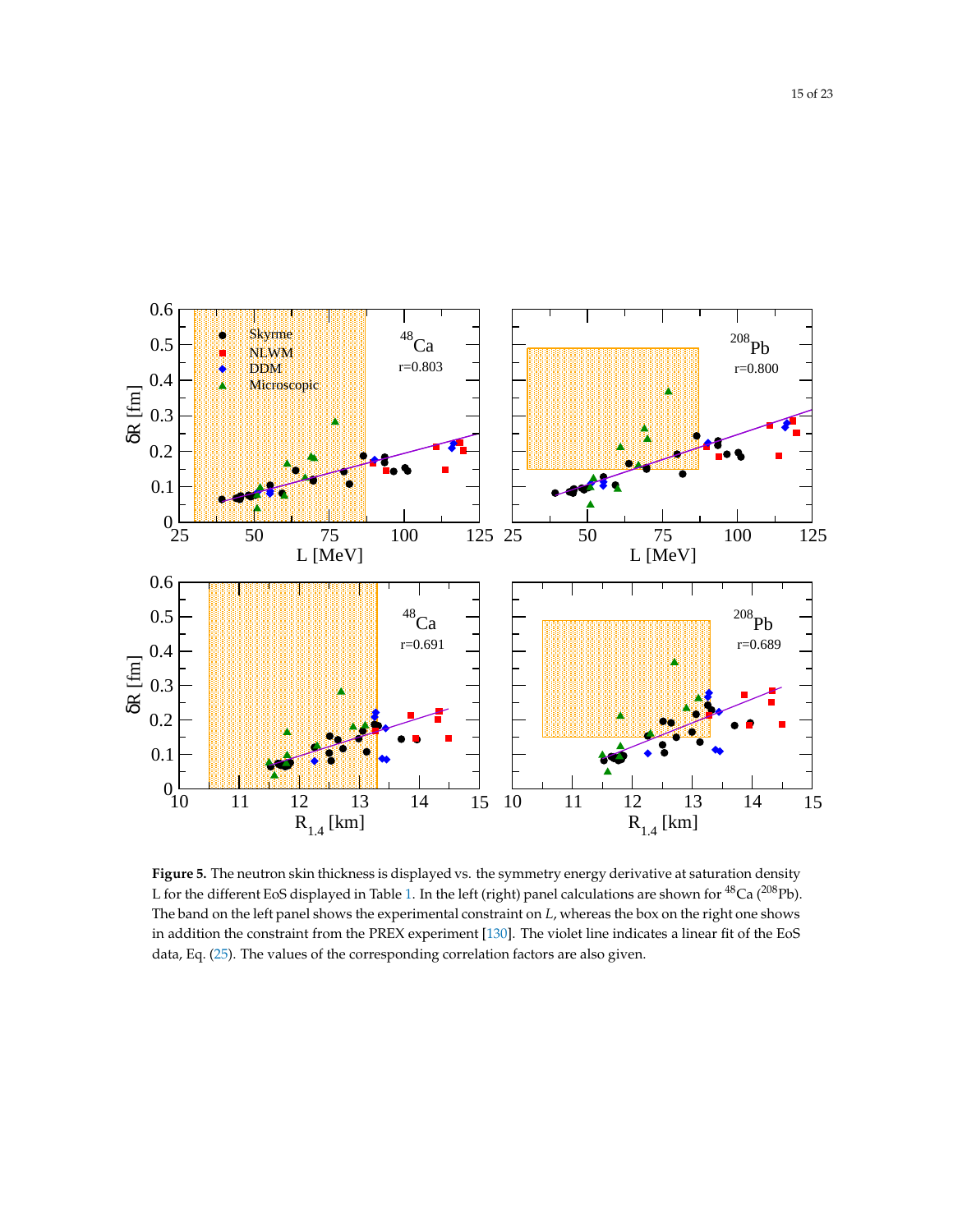**Figure 5.** The neutron skin thickness is displayed vs. the symmetry energy derivative at saturation density L for the different EoS displayed in Table 1. In the left (right) panel calculations are shown for $^{48}$Ca ($^{208}$Pb). The band on the left panel shows the experimental constraint on $L$, whereas the box on the right one shows in addition the constraint from the PREX experiment [130]. The violet line indicates a linear fit of the EoS data, Eq. (25). The values of the corresponding correlation factors are also given.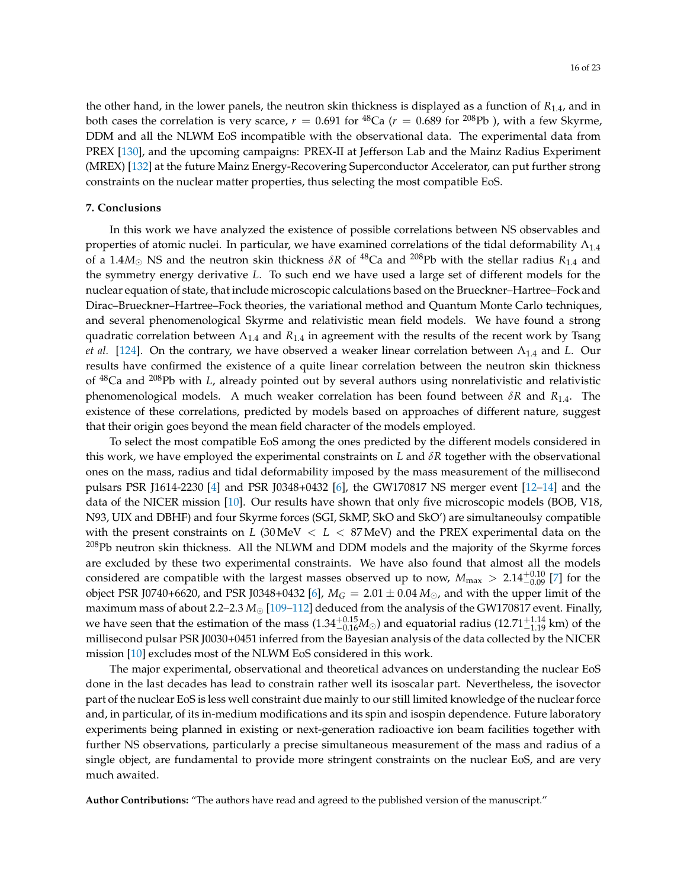the other hand, in the lower panels, the neutron skin thickness is displayed as a function of $R_{1.4}$, and in both cases the correlation is very scarce, $r = 0.691$ for $^{48}$Ca ($r = 0.689$ for $^{208}$Pb ), with a few Skyrme, DDM and all the NLWM EoS incompatible with the observational data. The experimental data from PREX [130], and the upcoming campaigns: PREX-II at Jefferson Lab and the Mainz Radius Experiment (MREX) [132] at the future Mainz Energy-Recovering Superconductor Accelerator, can put further strong constraints on the nuclear matter properties, thus selecting the most compatible EoS.

**7. Conclusions**

In this work we have analyzed the existence of possible correlations between NS observables and properties of atomic nuclei. In particular, we have examined correlations of the tidal deformability $\Lambda_{1.4}$ of a $1.4M_\odot$ NS and the neutron skin thickness $\delta R$ of $^{48}$Ca and $^{208}$Pb with the stellar radius $R_{1.4}$ and the symmetry energy derivative $L$. To such end we have used a large set of different models for the nuclear equation of state, that include microscopic calculations based on the Brueckner–Hartree–Fock and Dirac–Brueckner–Hartree–Fock theories, the variational method and Quantum Monte Carlo techniques, and several phenomenological Skyrme and relativistic mean field models. We have found a strong quadratic correlation between $\Lambda_{1.4}$ and $R_{1.4}$ in agreement with the results of the recent work by Tsang *et al.* [124]. On the contrary, we have observed a weaker linear correlation between $\Lambda_{1.4}$ and $L$. Our results have confirmed the existence of a quite linear correlation between the neutron skin thickness of $^{48}$Ca and $^{208}$Pb with $L$, already pointed out by several authors using nonrelativistic and relativistic phenomenological models. A much weaker correlation has been found between $\delta R$ and $R_{1.4}$. The existence of these correlations, predicted by models based on approaches of different nature, suggest that their origin goes beyond the mean field character of the models employed.

To select the most compatible EoS among the ones predicted by the different models considered in this work, we have employed the experimental constraints on $L$ and $\delta R$ together with the observational ones on the mass, radius and tidal deformability imposed by the mass measurement of the millisecond pulsars PSR J1614-2230 [4] and PSR J0348+0432 [6], the GW170817 NS merger event [12–14] and the data of the NICER mission [10]. Our results have shown that only five microscopic models (BOB, V18, N93, UIX and DBHF) and four Skyrme forces (SGI, SkMP, SkO and SkO') are simultaneoulsy compatible with the present constraints on $L$ ($30\,\text{MeV} < L < 87\,\text{MeV}$) and the PREX experimental data on the $^{208}$Pb neutron skin thickness. All the NLWM and DDM models and the majority of the Skyrme forces are excluded by these two experimental constraints. We have also found that almost all the models considered are compatible with the largest masses observed up to now, $M_{\text{max}} > 2.14^{+0.10}_{-0.09}$ [7] for the object PSR J0740+6620, and PSR J0348+0432 [6], $M_G = 2.01 \pm 0.04\,M_\odot$, and with the upper limit of the maximum mass of about 2.2–2.3 $M_\odot$ [109–112] deduced from the analysis of the GW170817 event. Finally, we have seen that the estimation of the mass ($1.34^{+0.15}_{-0.16}M_\odot$) and equatorial radius ($12.71^{+1.14}_{-1.19}$ km) of the millisecond pulsar PSR J0030+0451 inferred from the Bayesian analysis of the data collected by the NICER mission [10] excludes most of the NLWM EoS considered in this work.

The major experimental, observational and theoretical advances on understanding the nuclear EoS done in the last decades has lead to constrain rather well its isoscalar part. Nevertheless, the isovector part of the nuclear EoS is less well constraint due mainly to our still limited knowledge of the nuclear force and, in particular, of its in-medium modifications and its spin and isospin dependence. Future laboratory experiments being planned in existing or next-generation radioactive ion beam facilities together with further NS observations, particularly a precise simultaneous measurement of the mass and radius of a single object, are fundamental to provide more stringent constraints on the nuclear EoS, and are very much awaited.

**Author Contributions:** "The authors have read and agreed to the published version of the manuscript."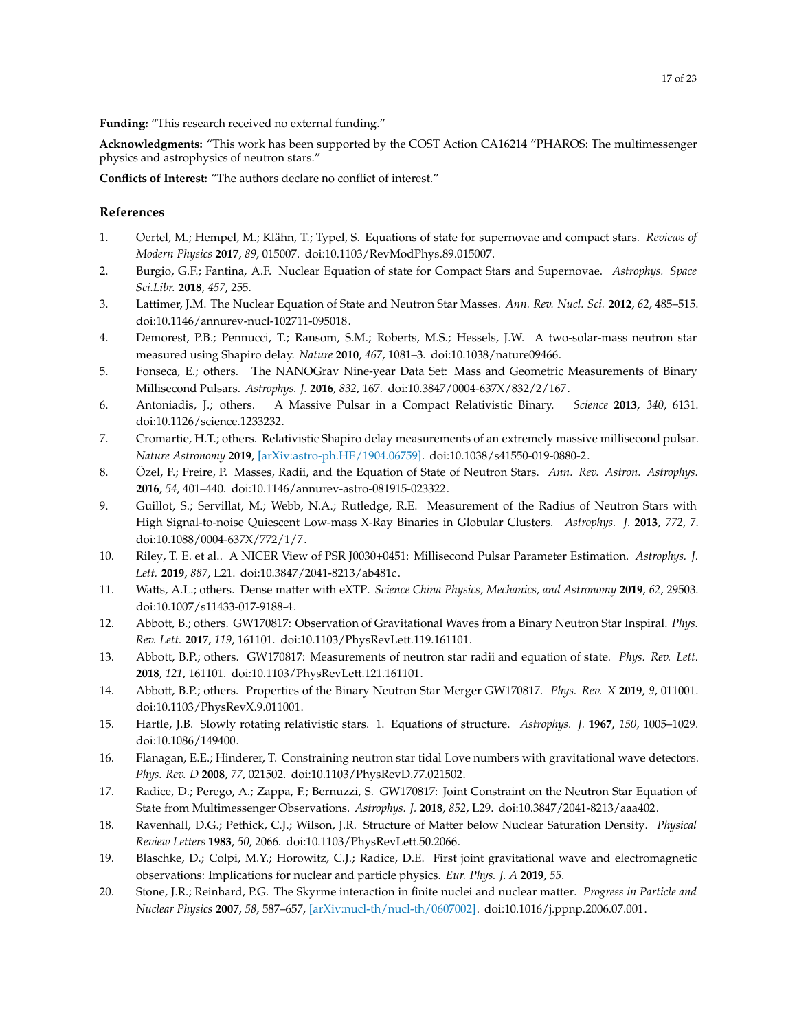**Funding:** "This research received no external funding."

**Acknowledgments:** "This work has been supported by the COST Action CA16214 "PHAROS: The multimessenger physics and astrophysics of neutron stars."

**Conflicts of Interest:** "The authors declare no conflict of interest."

## References

1. Oertel, M.; Hempel, M.; Klähn, T.; Typel, S. Equations of state for supernovae and compact stars. *Reviews of Modern Physics* **2017**, *89*, 015007. doi:10.1103/RevModPhys.89.015007.
2. Burgio, G.F.; Fantina, A.F. Nuclear Equation of state for Compact Stars and Supernovae. *Astrophys. Space Sci.Libr.* **2018**, *457*, 255.
3. Lattimer, J.M. The Nuclear Equation of State and Neutron Star Masses. *Ann. Rev. Nucl. Sci.* **2012**, *62*, 485–515. doi:10.1146/annurev-nucl-102711-095018.
4. Demorest, P.B.; Pennucci, T.; Ransom, S.M.; Roberts, M.S.; Hessels, J.W. A two-solar-mass neutron star measured using Shapiro delay. *Nature* **2010**, *467*, 1081–3. doi:10.1038/nature09466.
5. Fonseca, E.; others. The NANOGrav Nine-year Data Set: Mass and Geometric Measurements of Binary Millisecond Pulsars. *Astrophys. J.* **2016**, *832*, 167. doi:10.3847/0004-637X/832/2/167.
6. Antoniadis, J.; others. A Massive Pulsar in a Compact Relativistic Binary. *Science* **2013**, *340*, 6131. doi:10.1126/science.1233232.
7. Cromartie, H.T.; others. Relativistic Shapiro delay measurements of an extremely massive millisecond pulsar. *Nature Astronomy* **2019**, [arXiv:astro-ph.HE/1904.06759]. doi:10.1038/s41550-019-0880-2.
8. Özel, F.; Freire, P. Masses, Radii, and the Equation of State of Neutron Stars. *Ann. Rev. Astron. Astrophys.* **2016**, *54*, 401–440. doi:10.1146/annurev-astro-081915-023322.
9. Guillot, S.; Servillat, M.; Webb, N.A.; Rutledge, R.E. Measurement of the Radius of Neutron Stars with High Signal-to-noise Quiescent Low-mass X-Ray Binaries in Globular Clusters. *Astrophys. J.* **2013**, *772*, 7. doi:10.1088/0004-637X/772/1/7.
10. Riley, T. E. et al.. A NICER View of PSR J0030+0451: Millisecond Pulsar Parameter Estimation. *Astrophys. J. Lett.* **2019**, *887*, L21. doi:10.3847/2041-8213/ab481c.
11. Watts, A.L.; others. Dense matter with eXTP. *Science China Physics, Mechanics, and Astronomy* **2019**, *62*, 29503. doi:10.1007/s11433-017-9188-4.
12. Abbott, B.; others. GW170817: Observation of Gravitational Waves from a Binary Neutron Star Inspiral. *Phys. Rev. Lett.* **2017**, *119*, 161101. doi:10.1103/PhysRevLett.119.161101.
13. Abbott, B.P.; others. GW170817: Measurements of neutron star radii and equation of state. *Phys. Rev. Lett.* **2018**, *121*, 161101. doi:10.1103/PhysRevLett.121.161101.
14. Abbott, B.P.; others. Properties of the Binary Neutron Star Merger GW170817. *Phys. Rev. X* **2019**, *9*, 011001. doi:10.1103/PhysRevX.9.011001.
15. Hartle, J.B. Slowly rotating relativistic stars. 1. Equations of structure. *Astrophys. J.* **1967**, *150*, 1005–1029. doi:10.1086/149400.
16. Flanagan, E.E.; Hinderer, T. Constraining neutron star tidal Love numbers with gravitational wave detectors. *Phys. Rev. D* **2008**, *77*, 021502. doi:10.1103/PhysRevD.77.021502.
17. Radice, D.; Perego, A.; Zappa, F.; Bernuzzi, S. GW170817: Joint Constraint on the Neutron Star Equation of State from Multimessenger Observations. *Astrophys. J.* **2018**, *852*, L29. doi:10.3847/2041-8213/aaa402.
18. Ravenhall, D.G.; Pethick, C.J.; Wilson, J.R. Structure of Matter below Nuclear Saturation Density. *Physical Review Letters* **1983**, *50*, 2066. doi:10.1103/PhysRevLett.50.2066.
19. Blaschke, D.; Colpi, M.Y.; Horowitz, C.J.; Radice, D.E. First joint gravitational wave and electromagnetic observations: Implications for nuclear and particle physics. *Eur. Phys. J. A* **2019**, *55*.
20. Stone, J.R.; Reinhard, P.G. The Skyrme interaction in finite nuclei and nuclear matter. *Progress in Particle and Nuclear Physics* **2007**, *58*, 587–657, [arXiv:nucl-th/nucl-th/0607002]. doi:10.1016/j.ppnp.2006.07.001.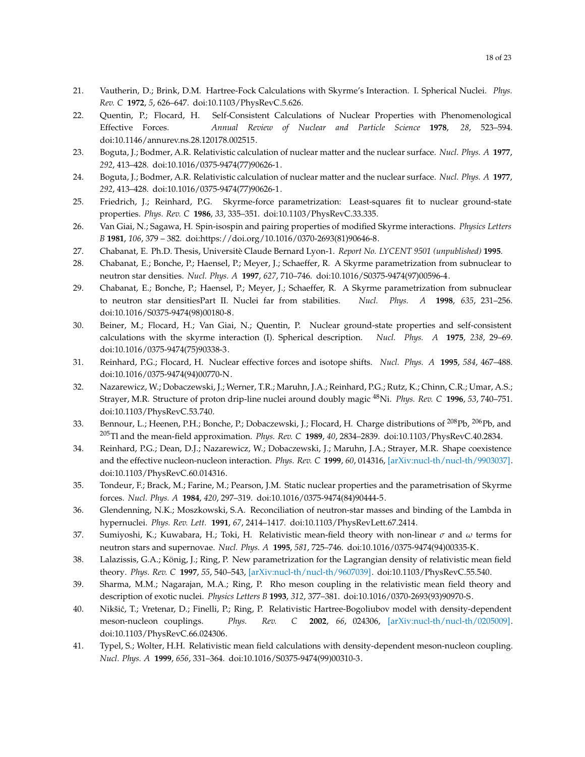21. Vautherin, D.; Brink, D.M. Hartree-Fock Calculations with Skyrme's Interaction. I. Spherical Nuclei. *Phys. Rev. C* **1972**, *5*, 626–647. doi:10.1103/PhysRevC.5.626.
22. Quentin, P.; Flocard, H. Self-Consistent Calculations of Nuclear Properties with Phenomenological Effective Forces. *Annual Review of Nuclear and Particle Science* **1978**, *28*, 523–594. doi:10.1146/annurev.ns.28.120178.002515.
23. Boguta, J.; Bodmer, A.R. Relativistic calculation of nuclear matter and the nuclear surface. *Nucl. Phys. A* **1977**, *292*, 413–428. doi:10.1016/0375-9474(77)90626-1.
24. Boguta, J.; Bodmer, A.R. Relativistic calculation of nuclear matter and the nuclear surface. *Nucl. Phys. A* **1977**, *292*, 413–428. doi:10.1016/0375-9474(77)90626-1.
25. Friedrich, J.; Reinhard, P.G. Skyrme-force parametrization: Least-squares fit to nuclear ground-state properties. *Phys. Rev. C* **1986**, *33*, 335–351. doi:10.1103/PhysRevC.33.335.
26. Van Giai, N.; Sagawa, H. Spin-isospin and pairing properties of modified Skyrme interactions. *Physics Letters B* **1981**, *106*, 379 – 382. doi:https://doi.org/10.1016/0370-2693(81)90646-8.
27. Chabanat, E. Ph.D. Thesis, Universitè Claude Bernard Lyon-1. *Report No. LYCENT 9501 (unpublished)* **1995**.
28. Chabanat, E.; Bonche, P.; Haensel, P.; Meyer, J.; Schaeffer, R. A Skyrme parametrization from subnuclear to neutron star densities. *Nucl. Phys. A* **1997**, *627*, 710–746. doi:10.1016/S0375-9474(97)00596-4.
29. Chabanat, E.; Bonche, P.; Haensel, P.; Meyer, J.; Schaeffer, R. A Skyrme parametrization from subnuclear to neutron star densitiesPart II. Nuclei far from stabilities. *Nucl. Phys. A* **1998**, *635*, 231–256. doi:10.1016/S0375-9474(98)00180-8.
30. Beiner, M.; Flocard, H.; Van Giai, N.; Quentin, P. Nuclear ground-state properties and self-consistent calculations with the skyrme interaction (I). Spherical description. *Nucl. Phys. A* **1975**, *238*, 29–69. doi:10.1016/0375-9474(75)90338-3.
31. Reinhard, P.G.; Flocard, H. Nuclear effective forces and isotope shifts. *Nucl. Phys. A* **1995**, *584*, 467–488. doi:10.1016/0375-9474(94)00770-N.
32. Nazarewicz, W.; Dobaczewski, J.; Werner, T.R.; Maruhn, J.A.; Reinhard, P.G.; Rutz, K.; Chinn, C.R.; Umar, A.S.; Strayer, M.R. Structure of proton drip-line nuclei around doubly magic $^{48}$Ni. *Phys. Rev. C* **1996**, *53*, 740–751. doi:10.1103/PhysRevC.53.740.
33. Bennour, L.; Heenen, P.H.; Bonche, P.; Dobaczewski, J.; Flocard, H. Charge distributions of $^{208}$Pb, $^{206}$Pb, and $^{205}$Tl and the mean-field approximation. *Phys. Rev. C* **1989**, *40*, 2834–2839. doi:10.1103/PhysRevC.40.2834.
34. Reinhard, P.G.; Dean, D.J.; Nazarewicz, W.; Dobaczewski, J.; Maruhn, J.A.; Strayer, M.R. Shape coexistence and the effective nucleon-nucleon interaction. *Phys. Rev. C* **1999**, *60*, 014316, [arXiv:nucl-th/nucl-th/9903037]. doi:10.1103/PhysRevC.60.014316.
35. Tondeur, F.; Brack, M.; Farine, M.; Pearson, J.M. Static nuclear properties and the parametrisation of Skyrme forces. *Nucl. Phys. A* **1984**, *420*, 297–319. doi:10.1016/0375-9474(84)90444-5.
36. Glendenning, N.K.; Moszkowski, S.A. Reconciliation of neutron-star masses and binding of the Lambda in hypernuclei. *Phys. Rev. Lett.* **1991**, *67*, 2414–1417. doi:10.1103/PhysRevLett.67.2414.
37. Sumiyoshi, K.; Kuwabara, H.; Toki, H. Relativistic mean-field theory with non-linear $\sigma$ and $\omega$ terms for neutron stars and supernovae. *Nucl. Phys. A* **1995**, *581*, 725–746. doi:10.1016/0375-9474(94)00335-K.
38. Lalazissis, G.A.; König, J.; Ring, P. New parametrization for the Lagrangian density of relativistic mean field theory. *Phys. Rev. C* **1997**, *55*, 540–543, [arXiv:nucl-th/nucl-th/9607039]. doi:10.1103/PhysRevC.55.540.
39. Sharma, M.M.; Nagarajan, M.A.; Ring, P. Rho meson coupling in the relativistic mean field theory and description of exotic nuclei. *Physics Letters B* **1993**, *312*, 377–381. doi:10.1016/0370-2693(93)90970-S.
40. Nikšić, T.; Vretenar, D.; Finelli, P.; Ring, P. Relativistic Hartree-Bogoliubov model with density-dependent meson-nucleon couplings. *Phys. Rev. C* **2002**, *66*, 024306, [arXiv:nucl-th/nucl-th/0205009]. doi:10.1103/PhysRevC.66.024306.
41. Typel, S.; Wolter, H.H. Relativistic mean field calculations with density-dependent meson-nucleon coupling. *Nucl. Phys. A* **1999**, *656*, 331–364. doi:10.1016/S0375-9474(99)00310-3.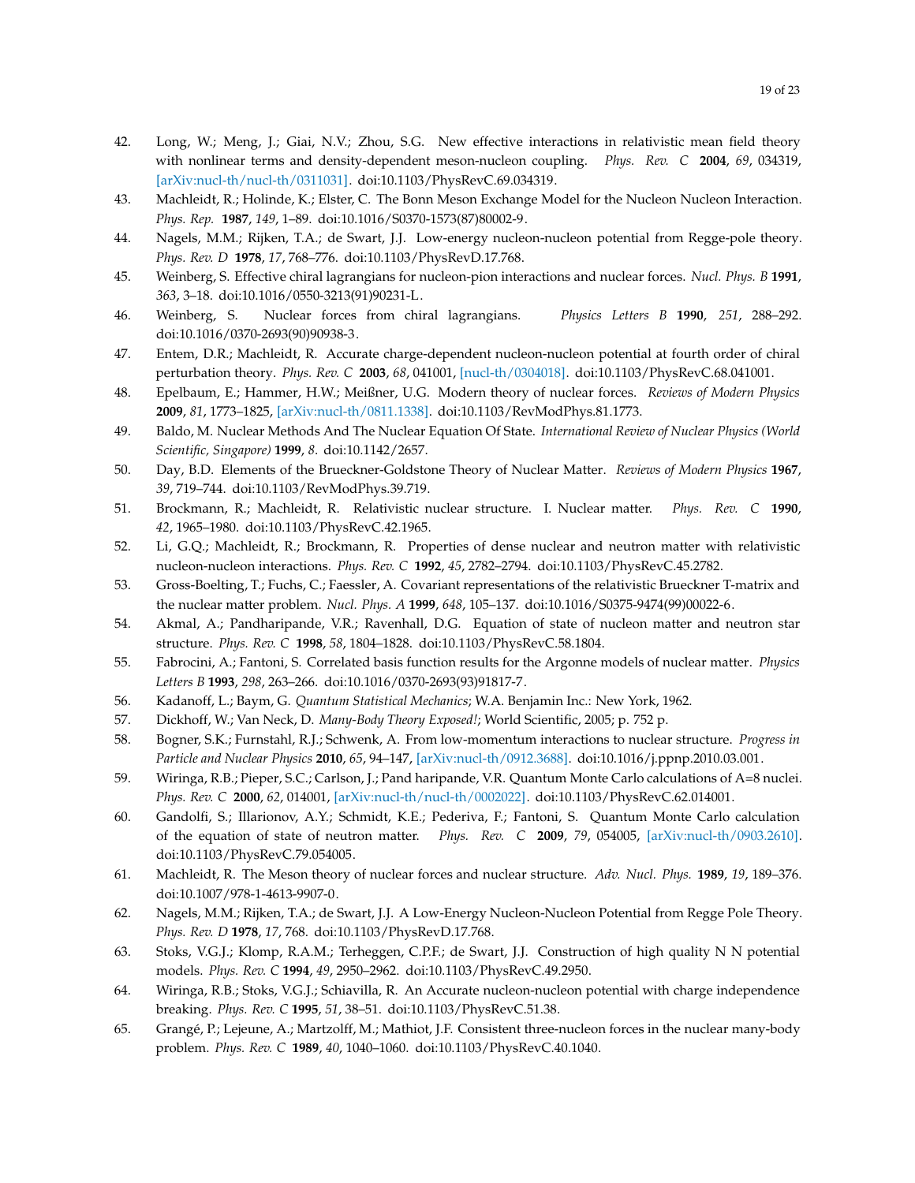42. Long, W.; Meng, J.; Giai, N.V.; Zhou, S.G. New effective interactions in relativistic mean field theory with nonlinear terms and density-dependent meson-nucleon coupling. *Phys. Rev. C* **2004**, *69*, 034319, [arXiv:nucl-th/nucl-th/0311031]. doi:10.1103/PhysRevC.69.034319.
43. Machleidt, R.; Holinde, K.; Elster, C. The Bonn Meson Exchange Model for the Nucleon Nucleon Interaction. *Phys. Rep.* **1987**, *149*, 1–89. doi:10.1016/S0370-1573(87)80002-9.
44. Nagels, M.M.; Rijken, T.A.; de Swart, J.J. Low-energy nucleon-nucleon potential from Regge-pole theory. *Phys. Rev. D* **1978**, *17*, 768–776. doi:10.1103/PhysRevD.17.768.
45. Weinberg, S. Effective chiral lagrangians for nucleon-pion interactions and nuclear forces. *Nucl. Phys. B* **1991**, *363*, 3–18. doi:10.1016/0550-3213(91)90231-L.
46. Weinberg, S. Nuclear forces from chiral lagrangians. *Physics Letters B* **1990**, *251*, 288–292. doi:10.1016/0370-2693(90)90938-3.
47. Entem, D.R.; Machleidt, R. Accurate charge-dependent nucleon-nucleon potential at fourth order of chiral perturbation theory. *Phys. Rev. C* **2003**, *68*, 041001, [nucl-th/0304018]. doi:10.1103/PhysRevC.68.041001.
48. Epelbaum, E.; Hammer, H.W.; Meißner, U.G. Modern theory of nuclear forces. *Reviews of Modern Physics* **2009**, *81*, 1773–1825, [arXiv:nucl-th/0811.1338]. doi:10.1103/RevModPhys.81.1773.
49. Baldo, M. Nuclear Methods And The Nuclear Equation Of State. *International Review of Nuclear Physics (World Scientific, Singapore)* **1999**, *8*. doi:10.1142/2657.
50. Day, B.D. Elements of the Brueckner-Goldstone Theory of Nuclear Matter. *Reviews of Modern Physics* **1967**, *39*, 719–744. doi:10.1103/RevModPhys.39.719.
51. Brockmann, R.; Machleidt, R. Relativistic nuclear structure. I. Nuclear matter. *Phys. Rev. C* **1990**, *42*, 1965–1980. doi:10.1103/PhysRevC.42.1965.
52. Li, G.Q.; Machleidt, R.; Brockmann, R. Properties of dense nuclear and neutron matter with relativistic nucleon-nucleon interactions. *Phys. Rev. C* **1992**, *45*, 2782–2794. doi:10.1103/PhysRevC.45.2782.
53. Gross-Boelting, T.; Fuchs, C.; Faessler, A. Covariant representations of the relativistic Brueckner T-matrix and the nuclear matter problem. *Nucl. Phys. A* **1999**, *648*, 105–137. doi:10.1016/S0375-9474(99)00022-6.
54. Akmal, A.; Pandharipande, V.R.; Ravenhall, D.G. Equation of state of nucleon matter and neutron star structure. *Phys. Rev. C* **1998**, *58*, 1804–1828. doi:10.1103/PhysRevC.58.1804.
55. Fabrocini, A.; Fantoni, S. Correlated basis function results for the Argonne models of nuclear matter. *Physics Letters B* **1993**, *298*, 263–266. doi:10.1016/0370-2693(93)91817-7.
56. Kadanoff, L.; Baym, G. *Quantum Statistical Mechanics*; W.A. Benjamin Inc.: New York, 1962.
57. Dickhoff, W.; Van Neck, D. *Many-Body Theory Exposed!*; World Scientific, 2005; p. 752 p.
58. Bogner, S.K.; Furnstahl, R.J.; Schwenk, A. From low-momentum interactions to nuclear structure. *Progress in Particle and Nuclear Physics* **2010**, *65*, 94–147, [arXiv:nucl-th/0912.3688]. doi:10.1016/j.ppnp.2010.03.001.
59. Wiringa, R.B.; Pieper, S.C.; Carlson, J.; Pand haripande, V.R. Quantum Monte Carlo calculations of A=8 nuclei. *Phys. Rev. C* **2000**, *62*, 014001, [arXiv:nucl-th/nucl-th/0002022]. doi:10.1103/PhysRevC.62.014001.
60. Gandolfi, S.; Illarionov, A.Y.; Schmidt, K.E.; Pederiva, F.; Fantoni, S. Quantum Monte Carlo calculation of the equation of state of neutron matter. *Phys. Rev. C* **2009**, *79*, 054005, [arXiv:nucl-th/0903.2610]. doi:10.1103/PhysRevC.79.054005.
61. Machleidt, R. The Meson theory of nuclear forces and nuclear structure. *Adv. Nucl. Phys.* **1989**, *19*, 189–376. doi:10.1007/978-1-4613-9907-0.
62. Nagels, M.M.; Rijken, T.A.; de Swart, J.J. A Low-Energy Nucleon-Nucleon Potential from Regge Pole Theory. *Phys. Rev. D* **1978**, *17*, 768. doi:10.1103/PhysRevD.17.768.
63. Stoks, V.G.J.; Klomp, R.A.M.; Terheggen, C.P.F.; de Swart, J.J. Construction of high quality N N potential models. *Phys. Rev. C* **1994**, *49*, 2950–2962. doi:10.1103/PhysRevC.49.2950.
64. Wiringa, R.B.; Stoks, V.G.J.; Schiavilla, R. An Accurate nucleon-nucleon potential with charge independence breaking. *Phys. Rev. C* **1995**, *51*, 38–51. doi:10.1103/PhysRevC.51.38.
65. Grangé, P.; Lejeune, A.; Martzolff, M.; Mathiot, J.F. Consistent three-nucleon forces in the nuclear many-body problem. *Phys. Rev. C* **1989**, *40*, 1040–1060. doi:10.1103/PhysRevC.40.1040.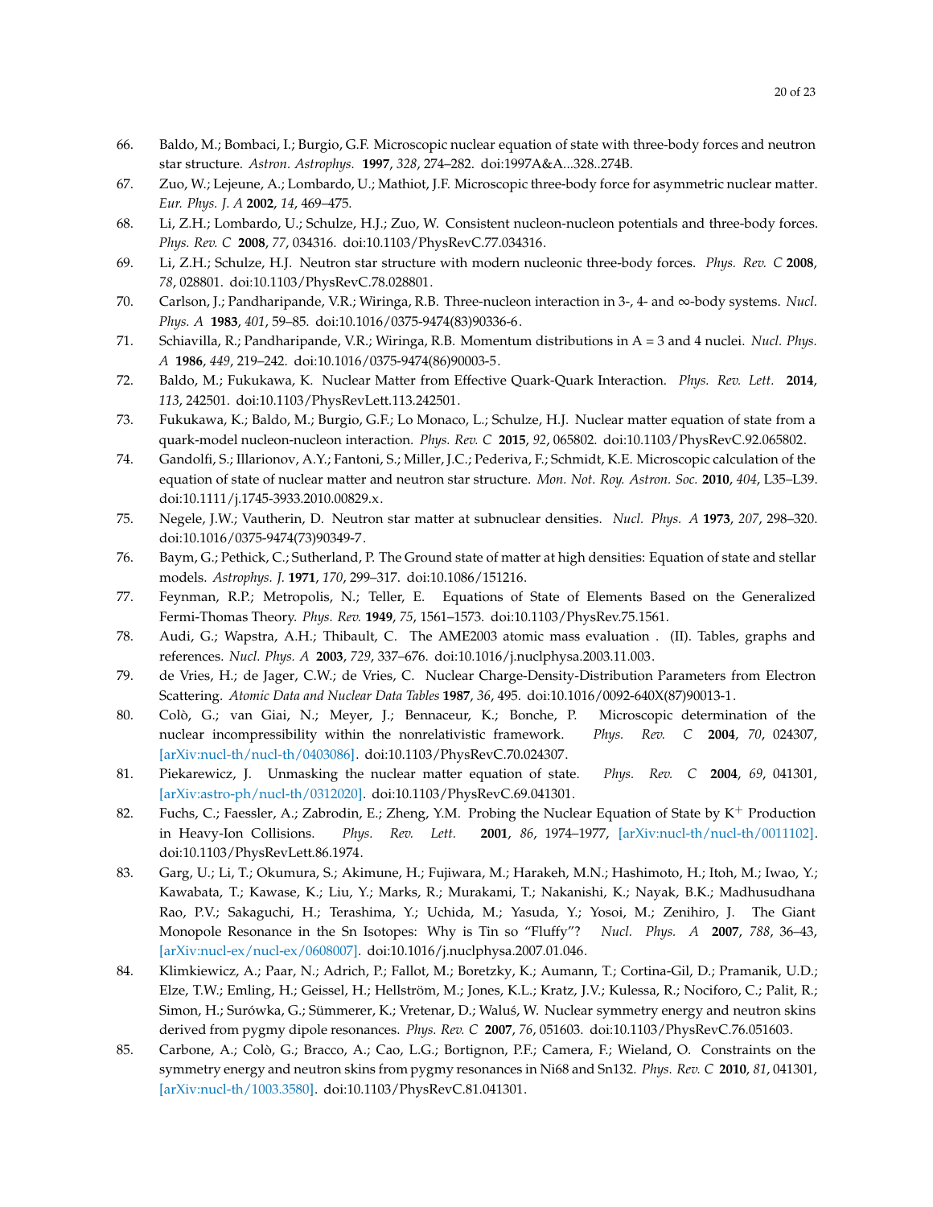66. Baldo, M.; Bombaci, I.; Burgio, G.F. Microscopic nuclear equation of state with three-body forces and neutron star structure. *Astron. Astrophys.* **1997**, *328*, 274–282. doi:1997A&A...328..274B.
67. Zuo, W.; Lejeune, A.; Lombardo, U.; Mathiot, J.F. Microscopic three-body force for asymmetric nuclear matter. *Eur. Phys. J. A* **2002**, *14*, 469–475.
68. Li, Z.H.; Lombardo, U.; Schulze, H.J.; Zuo, W. Consistent nucleon-nucleon potentials and three-body forces. *Phys. Rev. C* **2008**, *77*, 034316. doi:10.1103/PhysRevC.77.034316.
69. Li, Z.H.; Schulze, H.J. Neutron star structure with modern nucleonic three-body forces. *Phys. Rev. C* **2008**, *78*, 028801. doi:10.1103/PhysRevC.78.028801.
70. Carlson, J.; Pandharipande, V.R.; Wiringa, R.B. Three-nucleon interaction in 3-, 4- and ∞-body systems. *Nucl. Phys. A* **1983**, *401*, 59–85. doi:10.1016/0375-9474(83)90336-6.
71. Schiavilla, R.; Pandharipande, V.R.; Wiringa, R.B. Momentum distributions in A = 3 and 4 nuclei. *Nucl. Phys. A* **1986**, *449*, 219–242. doi:10.1016/0375-9474(86)90003-5.
72. Baldo, M.; Fukukawa, K. Nuclear Matter from Effective Quark-Quark Interaction. *Phys. Rev. Lett.* **2014**, *113*, 242501. doi:10.1103/PhysRevLett.113.242501.
73. Fukukawa, K.; Baldo, M.; Burgio, G.F.; Lo Monaco, L.; Schulze, H.J. Nuclear matter equation of state from a quark-model nucleon-nucleon interaction. *Phys. Rev. C* **2015**, *92*, 065802. doi:10.1103/PhysRevC.92.065802.
74. Gandolfi, S.; Illarionov, A.Y.; Fantoni, S.; Miller, J.C.; Pederiva, F.; Schmidt, K.E. Microscopic calculation of the equation of state of nuclear matter and neutron star structure. *Mon. Not. Roy. Astron. Soc.* **2010**, *404*, L35–L39. doi:10.1111/j.1745-3933.2010.00829.x.
75. Negele, J.W.; Vautherin, D. Neutron star matter at subnuclear densities. *Nucl. Phys. A* **1973**, *207*, 298–320. doi:10.1016/0375-9474(73)90349-7.
76. Baym, G.; Pethick, C.; Sutherland, P. The Ground state of matter at high densities: Equation of state and stellar models. *Astrophys. J.* **1971**, *170*, 299–317. doi:10.1086/151216.
77. Feynman, R.P.; Metropolis, N.; Teller, E. Equations of State of Elements Based on the Generalized Fermi-Thomas Theory. *Phys. Rev.* **1949**, *75*, 1561–1573. doi:10.1103/PhysRev.75.1561.
78. Audi, G.; Wapstra, A.H.; Thibault, C. The AME2003 atomic mass evaluation . (II). Tables, graphs and references. *Nucl. Phys. A* **2003**, *729*, 337–676. doi:10.1016/j.nuclphysa.2003.11.003.
79. de Vries, H.; de Jager, C.W.; de Vries, C. Nuclear Charge-Density-Distribution Parameters from Electron Scattering. *Atomic Data and Nuclear Data Tables* **1987**, *36*, 495. doi:10.1016/0092-640X(87)90013-1.
80. Colò, G.; van Giai, N.; Meyer, J.; Bennaceur, K.; Bonche, P. Microscopic determination of the nuclear incompressibility within the nonrelativistic framework. *Phys. Rev. C* **2004**, *70*, 024307, [arXiv:nucl-th/nucl-th/0403086]. doi:10.1103/PhysRevC.70.024307.
81. Piekarewicz, J. Unmasking the nuclear matter equation of state. *Phys. Rev. C* **2004**, *69*, 041301, [arXiv:astro-ph/nucl-th/0312020]. doi:10.1103/PhysRevC.69.041301.
82. Fuchs, C.; Faessler, A.; Zabrodin, E.; Zheng, Y.M. Probing the Nuclear Equation of State by $K^+$ Production in Heavy-Ion Collisions. *Phys. Rev. Lett.* **2001**, *86*, 1974–1977, [arXiv:nucl-th/nucl-th/0011102]. doi:10.1103/PhysRevLett.86.1974.
83. Garg, U.; Li, T.; Okumura, S.; Akimune, H.; Fujiwara, M.; Harakeh, M.N.; Hashimoto, H.; Itoh, M.; Iwao, Y.; Kawabata, T.; Kawase, K.; Liu, Y.; Marks, R.; Murakami, T.; Nakanishi, K.; Nayak, B.K.; Madhusudhana Rao, P.V.; Sakaguchi, H.; Terashima, Y.; Uchida, M.; Yasuda, Y.; Yosoi, M.; Zenihiro, J. The Giant Monopole Resonance in the Sn Isotopes: Why is Tin so "Fluffy"? *Nucl. Phys. A* **2007**, *788*, 36–43, [arXiv:nucl-ex/nucl-ex/0608007]. doi:10.1016/j.nuclphysa.2007.01.046.
84. Klimkiewicz, A.; Paar, N.; Adrich, P.; Fallot, M.; Boretzky, K.; Aumann, T.; Cortina-Gil, D.; Pramanik, U.D.; Elze, T.W.; Emling, H.; Geissel, H.; Hellström, M.; Jones, K.L.; Kratz, J.V.; Kulessa, R.; Nociforo, C.; Palit, R.; Simon, H.; Surówka, G.; Sümmerer, K.; Vretenar, D.; Waluś, W. Nuclear symmetry energy and neutron skins derived from pygmy dipole resonances. *Phys. Rev. C* **2007**, *76*, 051603. doi:10.1103/PhysRevC.76.051603.
85. Carbone, A.; Colò, G.; Bracco, A.; Cao, L.G.; Bortignon, P.F.; Camera, F.; Wieland, O. Constraints on the symmetry energy and neutron skins from pygmy resonances in Ni68 and Sn132. *Phys. Rev. C* **2010**, *81*, 041301, [arXiv:nucl-th/1003.3580]. doi:10.1103/PhysRevC.81.041301.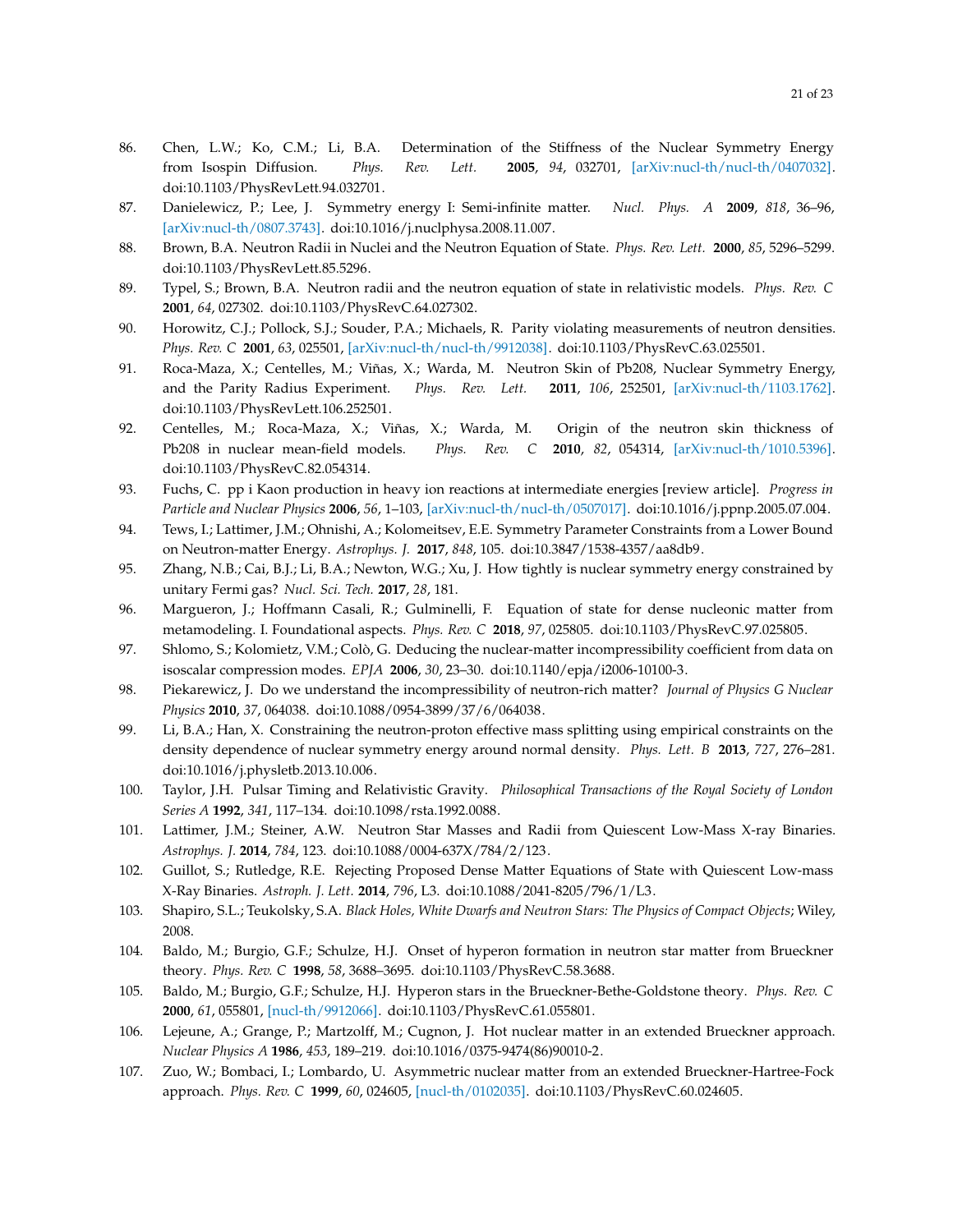86. Chen, L.W.; Ko, C.M.; Li, B.A. Determination of the Stiffness of the Nuclear Symmetry Energy from Isospin Diffusion. *Phys. Rev. Lett.* **2005**, *94*, 032701, [arXiv:nucl-th/nucl-th/0407032]. doi:10.1103/PhysRevLett.94.032701.
87. Danielewicz, P.; Lee, J. Symmetry energy I: Semi-infinite matter. *Nucl. Phys. A* **2009**, *818*, 36–96, [arXiv:nucl-th/0807.3743]. doi:10.1016/j.nuclphysa.2008.11.007.
88. Brown, B.A. Neutron Radii in Nuclei and the Neutron Equation of State. *Phys. Rev. Lett.* **2000**, *85*, 5296–5299. doi:10.1103/PhysRevLett.85.5296.
89. Typel, S.; Brown, B.A. Neutron radii and the neutron equation of state in relativistic models. *Phys. Rev. C* **2001**, *64*, 027302. doi:10.1103/PhysRevC.64.027302.
90. Horowitz, C.J.; Pollock, S.J.; Souder, P.A.; Michaels, R. Parity violating measurements of neutron densities. *Phys. Rev. C* **2001**, *63*, 025501, [arXiv:nucl-th/nucl-th/9912038]. doi:10.1103/PhysRevC.63.025501.
91. Roca-Maza, X.; Centelles, M.; Viñas, X.; Warda, M. Neutron Skin of Pb208, Nuclear Symmetry Energy, and the Parity Radius Experiment. *Phys. Rev. Lett.* **2011**, *106*, 252501, [arXiv:nucl-th/1103.1762]. doi:10.1103/PhysRevLett.106.252501.
92. Centelles, M.; Roca-Maza, X.; Viñas, X.; Warda, M. Origin of the neutron skin thickness of Pb208 in nuclear mean-field models. *Phys. Rev. C* **2010**, *82*, 054314, [arXiv:nucl-th/1010.5396]. doi:10.1103/PhysRevC.82.054314.
93. Fuchs, C. pp i Kaon production in heavy ion reactions at intermediate energies [review article]. *Progress in Particle and Nuclear Physics* **2006**, *56*, 1–103, [arXiv:nucl-th/nucl-th/0507017]. doi:10.1016/j.ppnp.2005.07.004.
94. Tews, I.; Lattimer, J.M.; Ohnishi, A.; Kolomeitsev, E.E. Symmetry Parameter Constraints from a Lower Bound on Neutron-matter Energy. *Astrophys. J.* **2017**, *848*, 105. doi:10.3847/1538-4357/aa8db9.
95. Zhang, N.B.; Cai, B.J.; Li, B.A.; Newton, W.G.; Xu, J. How tightly is nuclear symmetry energy constrained by unitary Fermi gas? *Nucl. Sci. Tech.* **2017**, *28*, 181.
96. Margueron, J.; Hoffmann Casali, R.; Gulminelli, F. Equation of state for dense nucleonic matter from metamodeling. I. Foundational aspects. *Phys. Rev. C* **2018**, *97*, 025805. doi:10.1103/PhysRevC.97.025805.
97. Shlomo, S.; Kolomietz, V.M.; Colò, G. Deducing the nuclear-matter incompressibility coefficient from data on isoscalar compression modes. *EPJA* **2006**, *30*, 23–30. doi:10.1140/epja/i2006-10100-3.
98. Piekarewicz, J. Do we understand the incompressibility of neutron-rich matter? *Journal of Physics G Nuclear Physics* **2010**, *37*, 064038. doi:10.1088/0954-3899/37/6/064038.
99. Li, B.A.; Han, X. Constraining the neutron-proton effective mass splitting using empirical constraints on the density dependence of nuclear symmetry energy around normal density. *Phys. Lett. B* **2013**, *727*, 276–281. doi:10.1016/j.physletb.2013.10.006.
100. Taylor, J.H. Pulsar Timing and Relativistic Gravity. *Philosophical Transactions of the Royal Society of London Series A* **1992**, *341*, 117–134. doi:10.1098/rsta.1992.0088.
101. Lattimer, J.M.; Steiner, A.W. Neutron Star Masses and Radii from Quiescent Low-Mass X-ray Binaries. *Astrophys. J.* **2014**, *784*, 123. doi:10.1088/0004-637X/784/2/123.
102. Guillot, S.; Rutledge, R.E. Rejecting Proposed Dense Matter Equations of State with Quiescent Low-mass X-Ray Binaries. *Astroph. J. Lett.* **2014**, *796*, L3. doi:10.1088/2041-8205/796/1/L3.
103. Shapiro, S.L.; Teukolsky, S.A. *Black Holes, White Dwarfs and Neutron Stars: The Physics of Compact Objects*; Wiley, 2008.
104. Baldo, M.; Burgio, G.F.; Schulze, H.J. Onset of hyperon formation in neutron star matter from Brueckner theory. *Phys. Rev. C* **1998**, *58*, 3688–3695. doi:10.1103/PhysRevC.58.3688.
105. Baldo, M.; Burgio, G.F.; Schulze, H.J. Hyperon stars in the Brueckner-Bethe-Goldstone theory. *Phys. Rev. C* **2000**, *61*, 055801, [nucl-th/9912066]. doi:10.1103/PhysRevC.61.055801.
106. Lejeune, A.; Grange, P.; Martzolff, M.; Cugnon, J. Hot nuclear matter in an extended Brueckner approach. *Nuclear Physics A* **1986**, *453*, 189–219. doi:10.1016/0375-9474(86)90010-2.
107. Zuo, W.; Bombaci, I.; Lombardo, U. Asymmetric nuclear matter from an extended Brueckner-Hartree-Fock approach. *Phys. Rev. C* **1999**, *60*, 024605, [nucl-th/0102035]. doi:10.1103/PhysRevC.60.024605.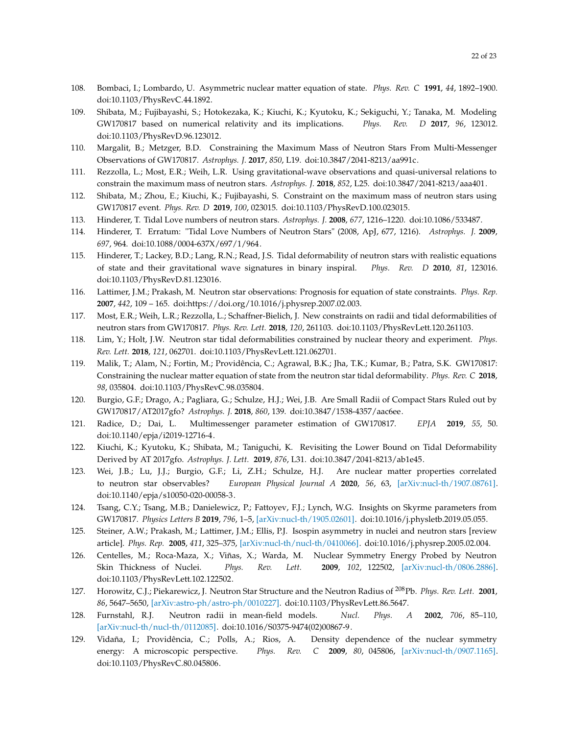108. Bombaci, I.; Lombardo, U. Asymmetric nuclear matter equation of state. *Phys. Rev. C* **1991**, *44*, 1892–1900. doi:10.1103/PhysRevC.44.1892.
109. Shibata, M.; Fujibayashi, S.; Hotokezaka, K.; Kiuchi, K.; Kyutoku, K.; Sekiguchi, Y.; Tanaka, M. Modeling GW170817 based on numerical relativity and its implications. *Phys. Rev. D* **2017**, *96*, 123012. doi:10.1103/PhysRevD.96.123012.
110. Margalit, B.; Metzger, B.D. Constraining the Maximum Mass of Neutron Stars From Multi-Messenger Observations of GW170817. *Astrophys. J.* **2017**, *850*, L19. doi:10.3847/2041-8213/aa991c.
111. Rezzolla, L.; Most, E.R.; Weih, L.R. Using gravitational-wave observations and quasi-universal relations to constrain the maximum mass of neutron stars. *Astrophys. J.* **2018**, *852*, L25. doi:10.3847/2041-8213/aaa401.
112. Shibata, M.; Zhou, E.; Kiuchi, K.; Fujibayashi, S. Constraint on the maximum mass of neutron stars using GW170817 event. *Phys. Rev. D* **2019**, *100*, 023015. doi:10.1103/PhysRevD.100.023015.
113. Hinderer, T. Tidal Love numbers of neutron stars. *Astrophys. J.* **2008**, *677*, 1216–1220. doi:10.1086/533487.
114. Hinderer, T. Erratum: "Tidal Love Numbers of Neutron Stars" (2008, ApJ, 677, 1216). *Astrophys. J.* **2009**, *697*, 964. doi:10.1088/0004-637X/697/1/964.
115. Hinderer, T.; Lackey, B.D.; Lang, R.N.; Read, J.S. Tidal deformability of neutron stars with realistic equations of state and their gravitational wave signatures in binary inspiral. *Phys. Rev. D* **2010**, *81*, 123016. doi:10.1103/PhysRevD.81.123016.
116. Lattimer, J.M.; Prakash, M. Neutron star observations: Prognosis for equation of state constraints. *Phys. Rep.* **2007**, *442*, 109 – 165. doi:https://doi.org/10.1016/j.physrep.2007.02.003.
117. Most, E.R.; Weih, L.R.; Rezzolla, L.; Schaffner-Bielich, J. New constraints on radii and tidal deformabilities of neutron stars from GW170817. *Phys. Rev. Lett.* **2018**, *120*, 261103. doi:10.1103/PhysRevLett.120.261103.
118. Lim, Y.; Holt, J.W. Neutron star tidal deformabilities constrained by nuclear theory and experiment. *Phys. Rev. Lett.* **2018**, *121*, 062701. doi:10.1103/PhysRevLett.121.062701.
119. Malik, T.; Alam, N.; Fortin, M.; Providência, C.; Agrawal, B.K.; Jha, T.K.; Kumar, B.; Patra, S.K. GW170817: Constraining the nuclear matter equation of state from the neutron star tidal deformability. *Phys. Rev. C* **2018**, *98*, 035804. doi:10.1103/PhysRevC.98.035804.
120. Burgio, G.F.; Drago, A.; Pagliara, G.; Schulze, H.J.; Wei, J.B. Are Small Radii of Compact Stars Ruled out by GW170817/AT2017gfo? *Astrophys. J.* **2018**, *860*, 139. doi:10.3847/1538-4357/aac6ee.
121. Radice, D.; Dai, L. Multimessenger parameter estimation of GW170817. *EPJA* **2019**, *55*, 50. doi:10.1140/epja/i2019-12716-4.
122. Kiuchi, K.; Kyutoku, K.; Shibata, M.; Taniguchi, K. Revisiting the Lower Bound on Tidal Deformability Derived by AT 2017gfo. *Astrophys. J. Lett.* **2019**, *876*, L31. doi:10.3847/2041-8213/ab1e45.
123. Wei, J.B.; Lu, J.J.; Burgio, G.F.; Li, Z.H.; Schulze, H.J. Are nuclear matter properties correlated to neutron star observables? *European Physical Journal A* **2020**, *56*, 63, [arXiv:nucl-th/1907.08761]. doi:10.1140/epja/s10050-020-00058-3.
124. Tsang, C.Y.; Tsang, M.B.; Danielewicz, P.; Fattoyev, F.J.; Lynch, W.G. Insights on Skyrme parameters from GW170817. *Physics Letters B* **2019**, *796*, 1–5, [arXiv:nucl-th/1905.02601]. doi:10.1016/j.physletb.2019.05.055.
125. Steiner, A.W.; Prakash, M.; Lattimer, J.M.; Ellis, P.J. Isospin asymmetry in nuclei and neutron stars [review article]. *Phys. Rep.* **2005**, *411*, 325–375, [arXiv:nucl-th/nucl-th/0410066]. doi:10.1016/j.physrep.2005.02.004.
126. Centelles, M.; Roca-Maza, X.; Viñas, X.; Warda, M. Nuclear Symmetry Energy Probed by Neutron Skin Thickness of Nuclei. *Phys. Rev. Lett.* **2009**, *102*, 122502, [arXiv:nucl-th/0806.2886]. doi:10.1103/PhysRevLett.102.122502.
127. Horowitz, C.J.; Piekarewicz, J. Neutron Star Structure and the Neutron Radius of $^{208}$Pb. *Phys. Rev. Lett.* **2001**, *86*, 5647–5650, [arXiv:astro-ph/astro-ph/0010227]. doi:10.1103/PhysRevLett.86.5647.
128. Furnstahl, R.J. Neutron radii in mean-field models. *Nucl. Phys. A* **2002**, *706*, 85–110, [arXiv:nucl-th/nucl-th/0112085]. doi:10.1016/S0375-9474(02)00867-9.
129. Vidaña, I.; Providência, C.; Polls, A.; Rios, A. Density dependence of the nuclear symmetry energy: A microscopic perspective. *Phys. Rev. C* **2009**, *80*, 045806, [arXiv:nucl-th/0907.1165]. doi:10.1103/PhysRevC.80.045806.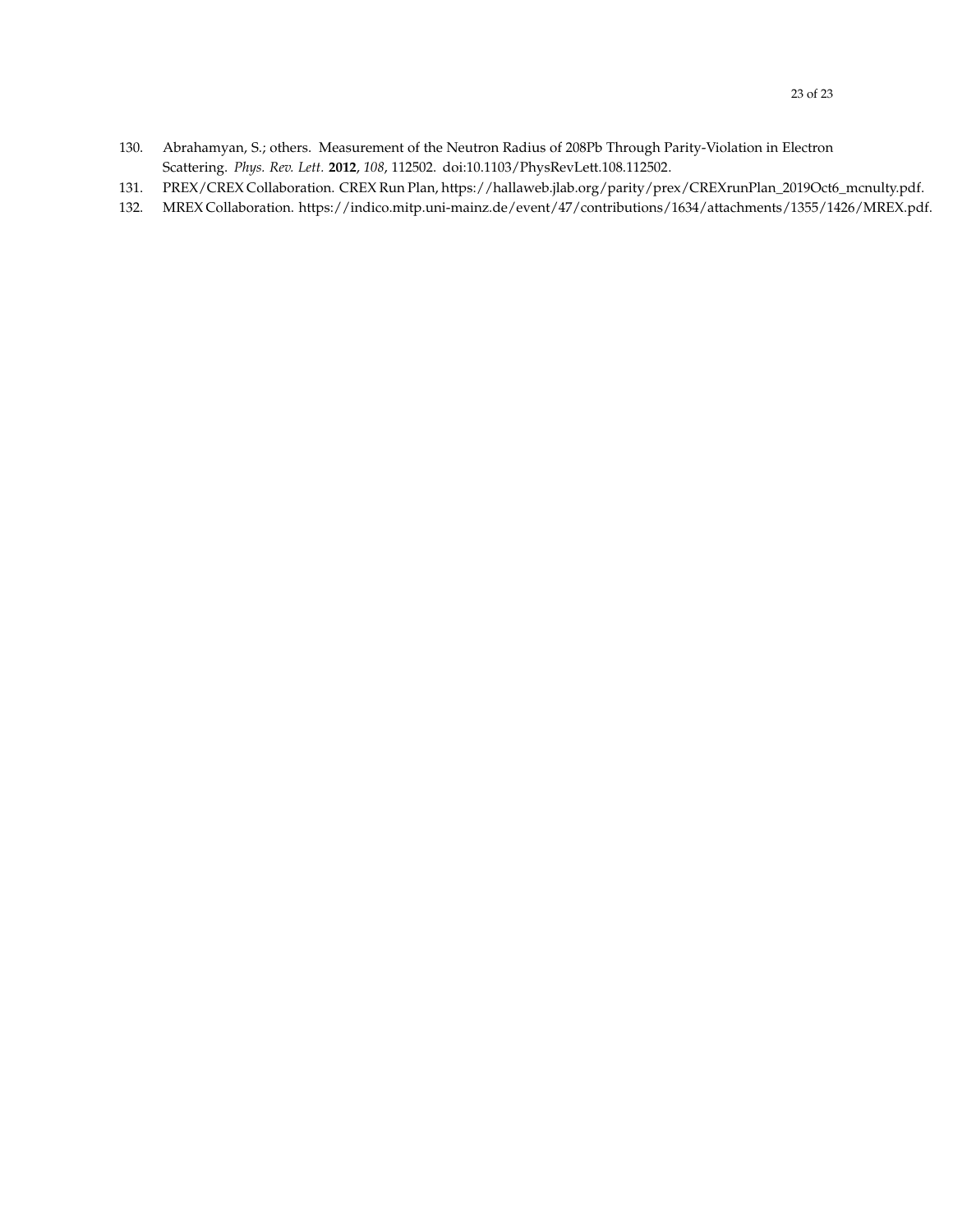130. Abrahamyan, S.; others. Measurement of the Neutron Radius of 208Pb Through Parity-Violation in Electron Scattering. *Phys. Rev. Lett.* **2012**, *108*, 112502. doi:10.1103/PhysRevLett.108.112502.
131. PREX/CREX Collaboration. CREX Run Plan, https://hallaweb.jlab.org/parity/prex/CREXrunPlan_2019Oct6_mcnulty.pdf.
132. MREX Collaboration. https://indico.mitp.uni-mainz.de/event/47/contributions/1634/attachments/1355/1426/MREX.pdf.